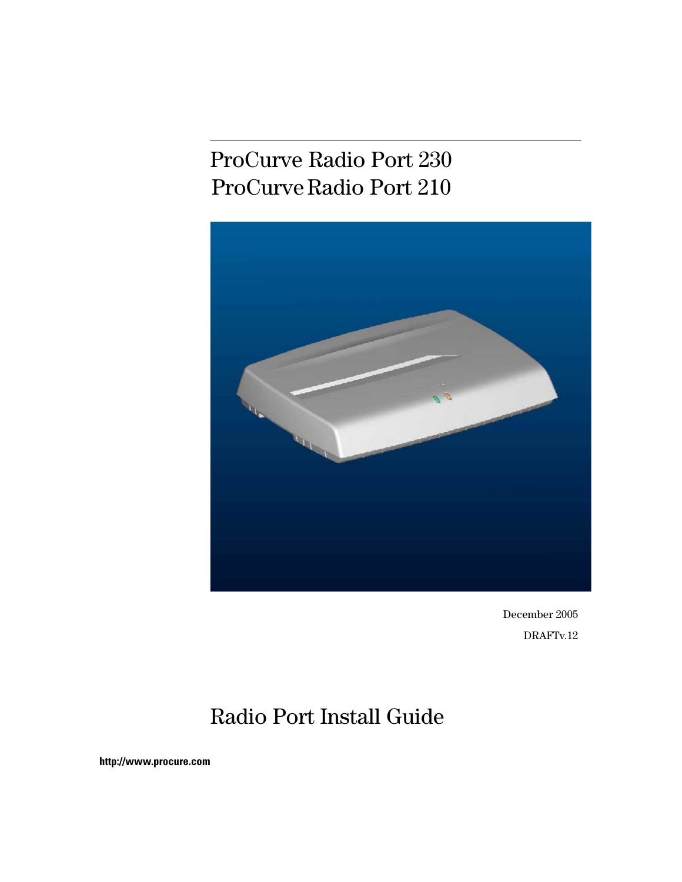# ProCurve Radio Port 230
# ProCurve Radio Port 210

December 2005

DRAFTv.12

# Radio Port Install Guide

**http://www.procure.com**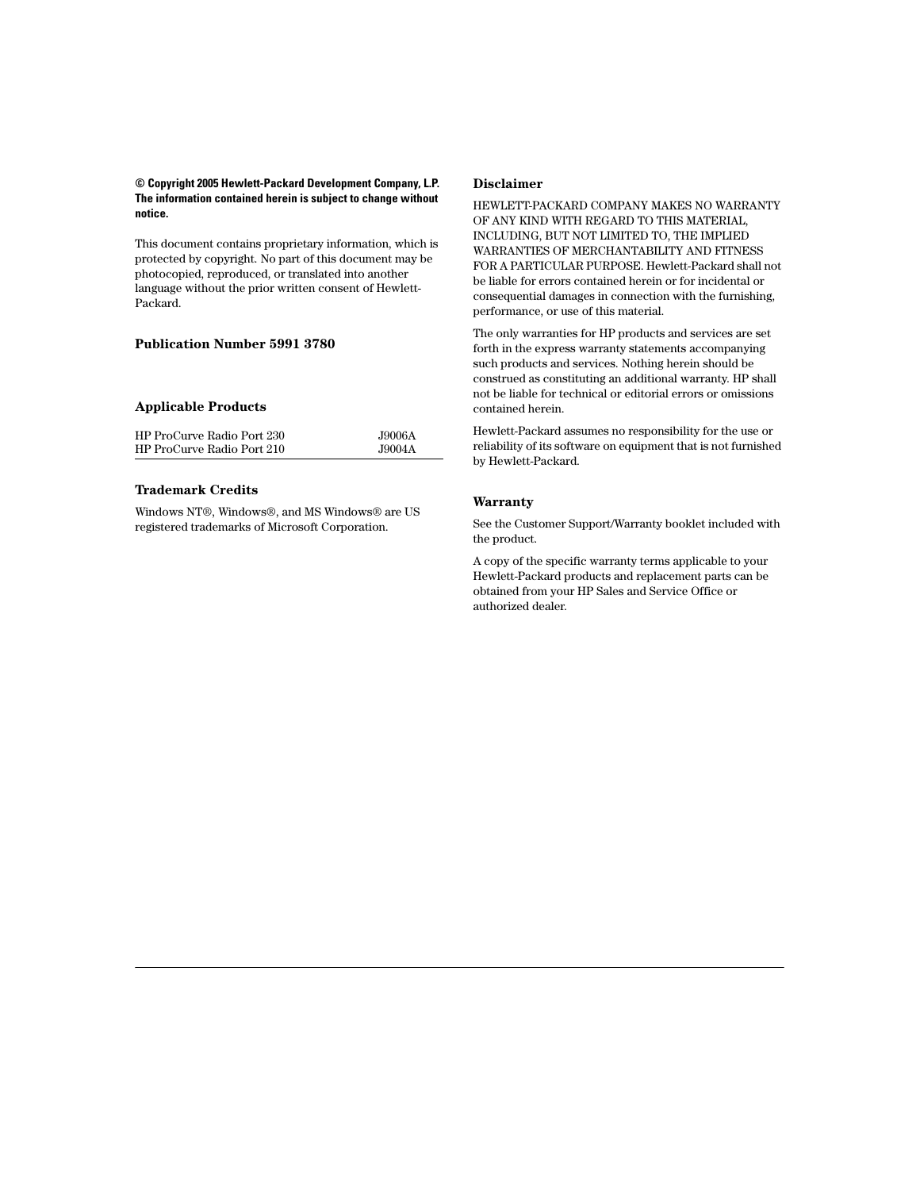**© Copyright 2005 Hewlett-Packard Development Company, L.P. The information contained herein is subject to change without notice.**

This document contains proprietary information, which is protected by copyright. No part of this document may be photocopied, reproduced, or translated into another language without the prior written consent of Hewlett-Packard.

### Publication Number 5991 3780

### Applicable Products

| | |
|---|---|
| HP ProCurve Radio Port 230 | J9006A |
| HP ProCurve Radio Port 210 | J9004A |

### Trademark Credits

Windows NT®, Windows®, and MS Windows® are US registered trademarks of Microsoft Corporation.

### Disclaimer

HEWLETT-PACKARD COMPANY MAKES NO WARRANTY OF ANY KIND WITH REGARD TO THIS MATERIAL, INCLUDING, BUT NOT LIMITED TO, THE IMPLIED WARRANTIES OF MERCHANTABILITY AND FITNESS FOR A PARTICULAR PURPOSE. Hewlett-Packard shall not be liable for errors contained herein or for incidental or consequential damages in connection with the furnishing, performance, or use of this material.

The only warranties for HP products and services are set forth in the express warranty statements accompanying such products and services. Nothing herein should be construed as constituting an additional warranty. HP shall not be liable for technical or editorial errors or omissions contained herein.

Hewlett-Packard assumes no responsibility for the use or reliability of its software on equipment that is not furnished by Hewlett-Packard.

### Warranty

See the Customer Support/Warranty booklet included with the product.

A copy of the specific warranty terms applicable to your Hewlett-Packard products and replacement parts can be obtained from your HP Sales and Service Office or authorized dealer.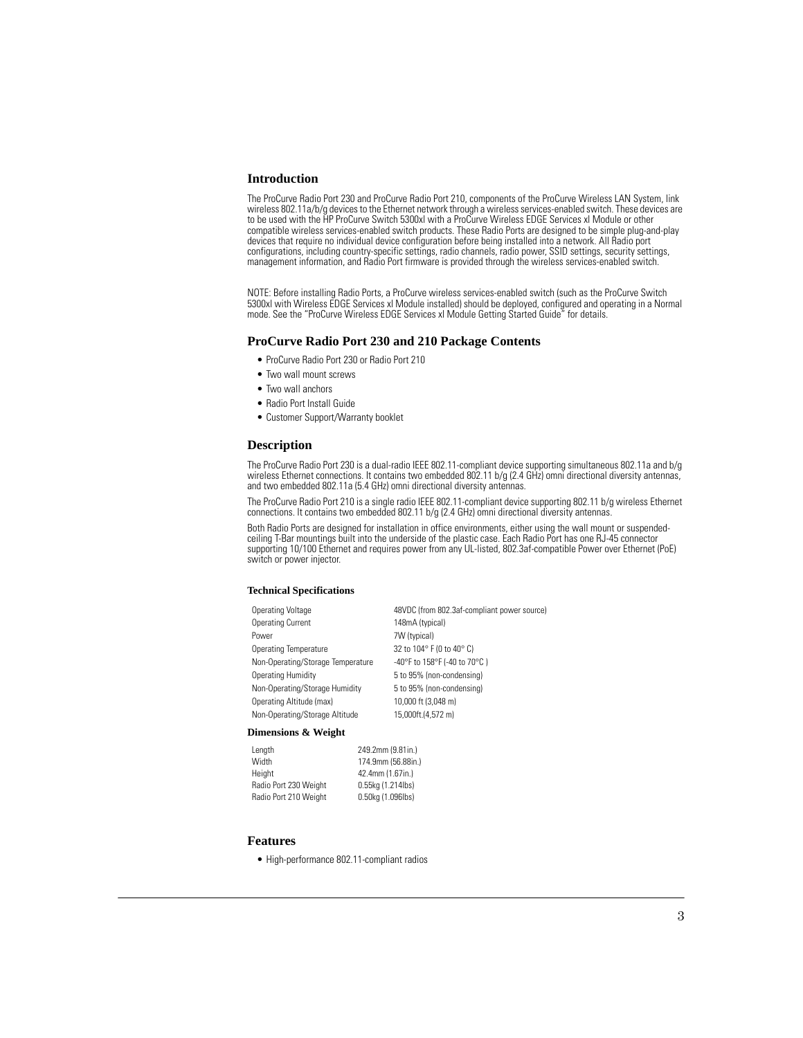## Introduction

The ProCurve Radio Port 230 and ProCurve Radio Port 210, components of the ProCurve Wireless LAN System, link wireless 802.11a/b/g devices to the Ethernet network through a wireless services-enabled switch. These devices are to be used with the HP ProCurve Switch 5300xl with a ProCurve Wireless EDGE Services xl Module or other compatible wireless services-enabled switch products. These Radio Ports are designed to be simple plug-and-play devices that require no individual device configuration before being installed into a network. All Radio port configurations, including country-specific settings, radio channels, radio power, SSID settings, security settings, management information, and Radio Port firmware is provided through the wireless services-enabled switch.

NOTE: Before installing Radio Ports, a ProCurve wireless services-enabled switch (such as the ProCurve Switch 5300xl with Wireless EDGE Services xl Module installed) should be deployed, configured and operating in a Normal mode. See the "ProCurve Wireless EDGE Services xl Module Getting Started Guide" for details.

## ProCurve Radio Port 230 and 210 Package Contents

- ProCurve Radio Port 230 or Radio Port 210
- Two wall mount screws
- Two wall anchors
- Radio Port Install Guide
- Customer Support/Warranty booklet

## Description

The ProCurve Radio Port 230 is a dual-radio IEEE 802.11-compliant device supporting simultaneous 802.11a and b/g wireless Ethernet connections. It contains two embedded 802.11 b/g (2.4 GHz) omni directional diversity antennas, and two embedded 802.11a (5.4 GHz) omni directional diversity antennas.

The ProCurve Radio Port 210 is a single radio IEEE 802.11-compliant device supporting 802.11 b/g wireless Ethernet connections. It contains two embedded 802.11 b/g (2.4 GHz) omni directional diversity antennas.

Both Radio Ports are designed for installation in office environments, either using the wall mount or suspended-ceiling T-Bar mountings built into the underside of the plastic case. Each Radio Port has one RJ-45 connector supporting 10/100 Ethernet and requires power from any UL-listed, 802.3af-compatible Power over Ethernet (PoE) switch or power injector.

### Technical Specifications

| | |
|---|---|
| Operating Voltage | 48VDC (from 802.3af-compliant power source) |
| Operating Current | 148mA (typical) |
| Power | 7W (typical) |
| Operating Temperature | 32 to 104° F (0 to 40° C) |
| Non-Operating/Storage Temperature | -40°F to 158°F (-40 to 70°C ) |
| Operating Humidity | 5 to 95% (non-condensing) |
| Non-Operating/Storage Humidity | 5 to 95% (non-condensing) |
| Operating Altitude (max) | 10,000 ft (3,048 m) |
| Non-Operating/Storage Altitude | 15,000ft.(4,572 m) |

### Dimensions & Weight

| | |
|---|---|
| Length | 249.2mm (9.81in.) |
| Width | 174.9mm (56.88in.) |
| Height | 42.4mm (1.67in.) |
| Radio Port 230 Weight | 0.55kg (1.214lbs) |
| Radio Port 210 Weight | 0.50kg (1.096lbs) |

## Features

- High-performance 802.11-compliant radios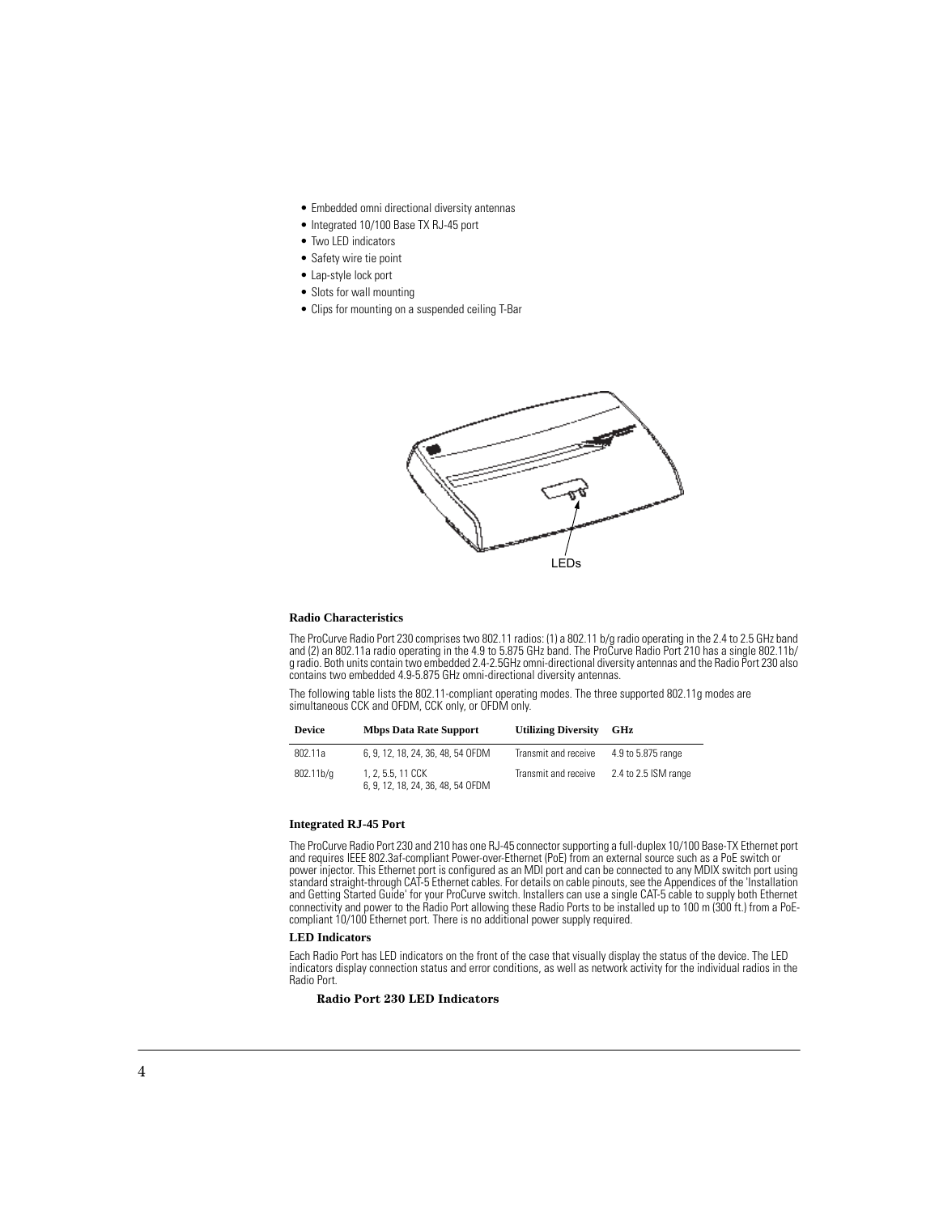- Embedded omni directional diversity antennas
- Integrated 10/100 Base TX RJ-45 port
- Two LED indicators
- Safety wire tie point
- Lap-style lock port
- Slots for wall mounting
- Clips for mounting on a suspended ceiling T-Bar

LEDs

**Radio Characteristics**

The ProCurve Radio Port 230 comprises two 802.11 radios: (1) a 802.11 b/g radio operating in the 2.4 to 2.5 GHz band and (2) an 802.11a radio operating in the 4.9 to 5.875 GHz band. The ProCurve Radio Port 210 has a single 802.11b/g radio. Both units contain two embedded 2.4-2.5GHz omni-directional diversity antennas and the Radio Port 230 also contains two embedded 4.9-5.875 GHz omni-directional diversity antennas.

The following table lists the 802.11-compliant operating modes. The three supported 802.11g modes are simultaneous CCK and OFDM, CCK only, or OFDM only.

| Device | Mbps Data Rate Support | Utilizing Diversity | GHz |
|---|---|---|---|
| 802.11a | 6, 9, 12, 18, 24, 36, 48, 54 OFDM | Transmit and receive | 4.9 to 5.875 range |
| 802.11b/g | 1, 2, 5.5, 11 CCK<br>6, 9, 12, 18, 24, 36, 48, 54 OFDM | Transmit and receive | 2.4 to 2.5 ISM range |

**Integrated RJ-45 Port**

The ProCurve Radio Port 230 and 210 has one RJ-45 connector supporting a full-duplex 10/100 Base-TX Ethernet port and requires IEEE 802.3af-compliant Power-over-Ethernet (PoE) from an external source such as a PoE switch or power injector. This Ethernet port is configured as an MDI port and can be connected to any MDIX switch port using standard straight-through CAT-5 Ethernet cables. For details on cable pinouts, see the Appendices of the 'Installation and Getting Started Guide' for your ProCurve switch. Installers can use a single CAT-5 cable to supply both Ethernet connectivity and power to the Radio Port allowing these Radio Ports to be installed up to 100 m (300 ft.) from a PoE-compliant 10/100 Ethernet port. There is no additional power supply required.

**LED Indicators**

Each Radio Port has LED indicators on the front of the case that visually display the status of the device. The LED indicators display connection status and error conditions, as well as network activity for the individual radios in the Radio Port.

**Radio Port 230 LED Indicators**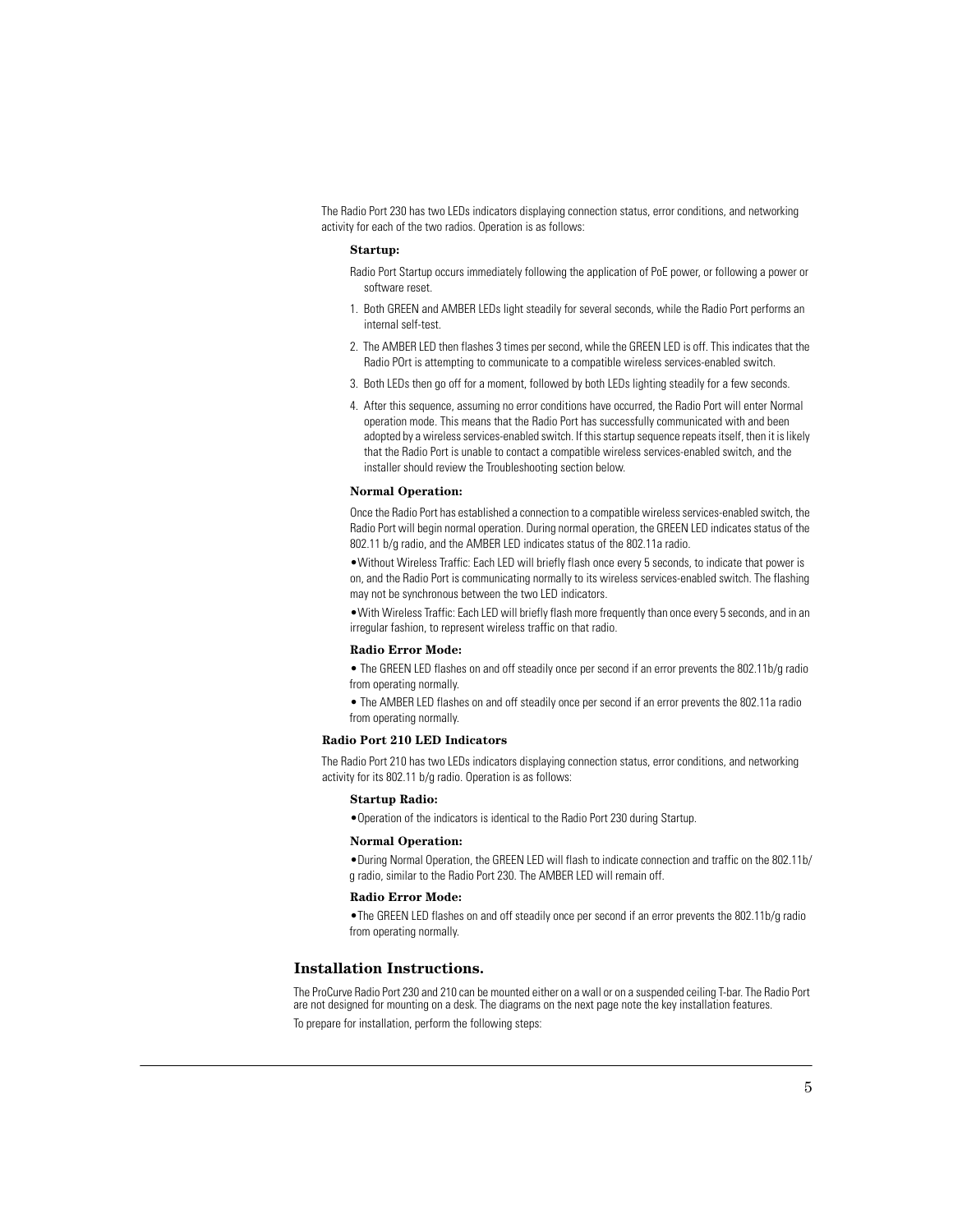The Radio Port 230 has two LEDs indicators displaying connection status, error conditions, and networking activity for each of the two radios. Operation is as follows:

**Startup:**

Radio Port Startup occurs immediately following the application of PoE power, or following a power or software reset.

1. Both GREEN and AMBER LEDs light steadily for several seconds, while the Radio Port performs an internal self-test.
2. The AMBER LED then flashes 3 times per second, while the GREEN LED is off. This indicates that the Radio POrt is attempting to communicate to a compatible wireless services-enabled switch.
3. Both LEDs then go off for a moment, followed by both LEDs lighting steadily for a few seconds.
4. After this sequence, assuming no error conditions have occurred, the Radio Port will enter Normal operation mode. This means that the Radio Port has successfully communicated with and been adopted by a wireless services-enabled switch. If this startup sequence repeats itself, then it is likely that the Radio Port is unable to contact a compatible wireless services-enabled switch, and the installer should review the Troubleshooting section below.

**Normal Operation:**

Once the Radio Port has established a connection to a compatible wireless services-enabled switch, the Radio Port will begin normal operation. During normal operation, the GREEN LED indicates status of the 802.11 b/g radio, and the AMBER LED indicates status of the 802.11a radio.

- Without Wireless Traffic: Each LED will briefly flash once every 5 seconds, to indicate that power is on, and the Radio Port is communicating normally to its wireless services-enabled switch. The flashing may not be synchronous between the two LED indicators.
- With Wireless Traffic: Each LED will briefly flash more frequently than once every 5 seconds, and in an irregular fashion, to represent wireless traffic on that radio.

**Radio Error Mode:**

- The GREEN LED flashes on and off steadily once per second if an error prevents the 802.11b/g radio from operating normally.
- The AMBER LED flashes on and off steadily once per second if an error prevents the 802.11a radio from operating normally.

**Radio Port 210 LED Indicators**

The Radio Port 210 has two LEDs indicators displaying connection status, error conditions, and networking activity for its 802.11 b/g radio. Operation is as follows:

**Startup Radio:**

- Operation of the indicators is identical to the Radio Port 230 during Startup.

**Normal Operation:**

- During Normal Operation, the GREEN LED will flash to indicate connection and traffic on the 802.11b/g radio, similar to the Radio Port 230. The AMBER LED will remain off.

**Radio Error Mode:**

- The GREEN LED flashes on and off steadily once per second if an error prevents the 802.11b/g radio from operating normally.

## Installation Instructions.

The ProCurve Radio Port 230 and 210 can be mounted either on a wall or on a suspended ceiling T-bar. The Radio Port are not designed for mounting on a desk. The diagrams on the next page note the key installation features.

To prepare for installation, perform the following steps: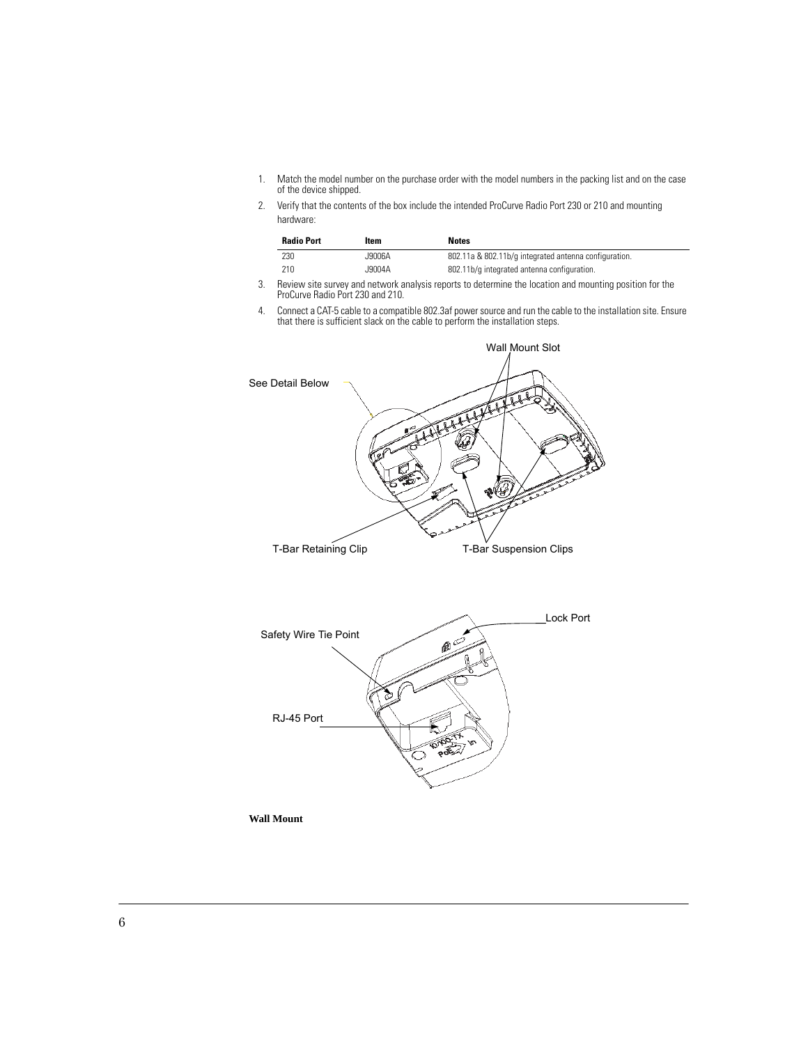1. Match the model number on the purchase order with the model numbers in the packing list and on the case of the device shipped.
2. Verify that the contents of the box include the intended ProCurve Radio Port 230 or 210 and mounting hardware:

| Radio Port | Item | Notes |
|---|---|---|
| 230 | J9006A | 802.11a & 802.11b/g integrated antenna configuration. |
| 210 | J9004A | 802.11b/g integrated antenna configuration. |

3. Review site survey and network analysis reports to determine the location and mounting position for the ProCurve Radio Port 230 and 210.
4. Connect a CAT-5 cable to a compatible 802.3af power source and run the cable to the installation site. Ensure that there is sufficient slack on the cable to perform the installation steps.

Wall Mount Slot

See Detail Below

T-Bar Retaining Clip

T-Bar Suspension Clips

Lock Port

Safety Wire Tie Point

RJ-45 Port

**Wall Mount**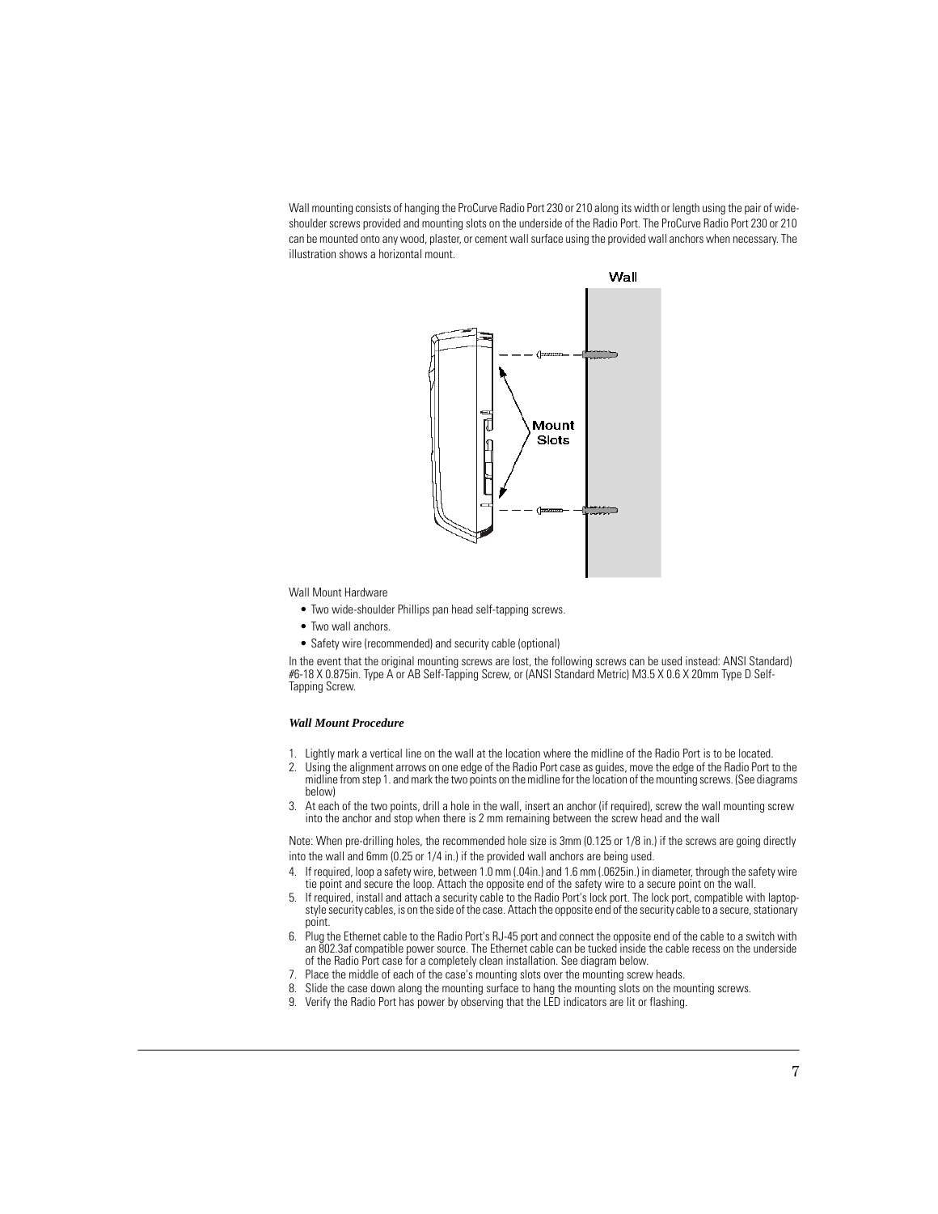Wall mounting consists of hanging the ProCurve Radio Port 230 or 210 along its width or length using the pair of wide-shoulder screws provided and mounting slots on the underside of the Radio Port. The ProCurve Radio Port 230 or 210 can be mounted onto any wood, plaster, or cement wall surface using the provided wall anchors when necessary. The illustration shows a horizontal mount.

Wall Mount Hardware

- Two wide-shoulder Phillips pan head self-tapping screws.
- Two wall anchors.
- Safety wire (recommended) and security cable (optional)

In the event that the original mounting screws are lost, the following screws can be used instead: ANSI Standard) #6-18 X 0.875in. Type A or AB Self-Tapping Screw, or (ANSI Standard Metric) M3.5 X 0.6 X 20mm Type D Self-Tapping Screw.

### *Wall Mount Procedure*

1. Lightly mark a vertical line on the wall at the location where the midline of the Radio Port is to be located.
2. Using the alignment arrows on one edge of the Radio Port case as guides, move the edge of the Radio Port to the midline from step 1. and mark the two points on the midline for the location of the mounting screws. (See diagrams below)
3. At each of the two points, drill a hole in the wall, insert an anchor (if required), screw the wall mounting screw into the anchor and stop when there is 2 mm remaining between the screw head and the wall

Note: When pre-drilling holes, the recommended hole size is 3mm (0.125 or 1/8 in.) if the screws are going directly into the wall and 6mm (0.25 or 1/4 in.) if the provided wall anchors are being used.

4. If required, loop a safety wire, between 1.0 mm (.04in.) and 1.6 mm (.0625in.) in diameter, through the safety wire tie point and secure the loop. Attach the opposite end of the safety wire to a secure point on the wall.
5. If required, install and attach a security cable to the Radio Port's lock port. The lock port, compatible with laptop-style security cables, is on the side of the case. Attach the opposite end of the security cable to a secure, stationary point.
6. Plug the Ethernet cable to the Radio Port's RJ-45 port and connect the opposite end of the cable to a switch with an 802.3af compatible power source. The Ethernet cable can be tucked inside the cable recess on the underside of the Radio Port case for a completely clean installation. See diagram below.
7. Place the middle of each of the case's mounting slots over the mounting screw heads.
8. Slide the case down along the mounting surface to hang the mounting slots on the mounting screws.
9. Verify the Radio Port has power by observing that the LED indicators are lit or flashing.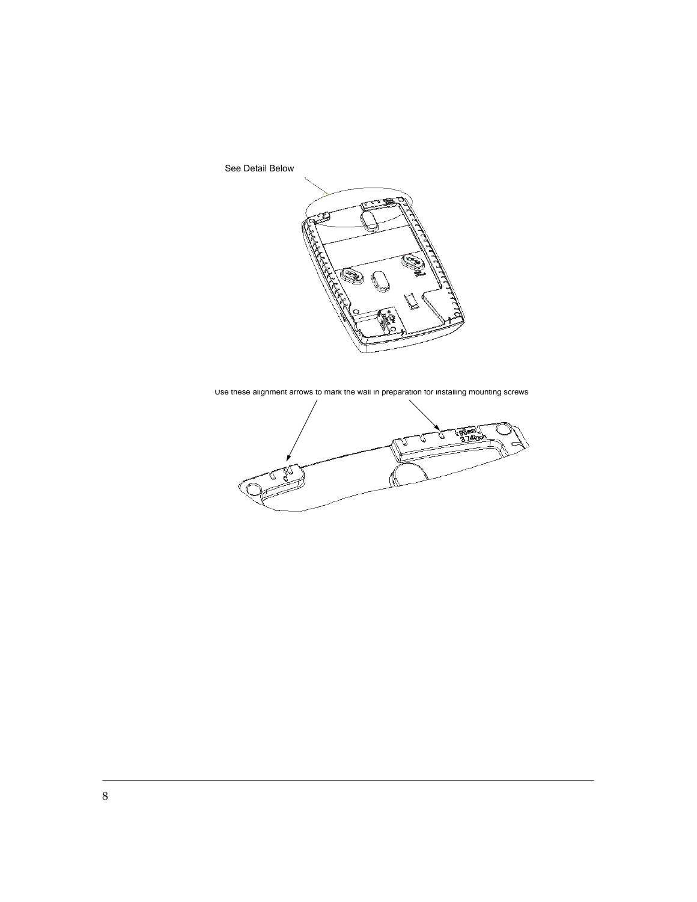See Detail Below

Use these alignment arrows to mark the wall in preparation for installing mounting screws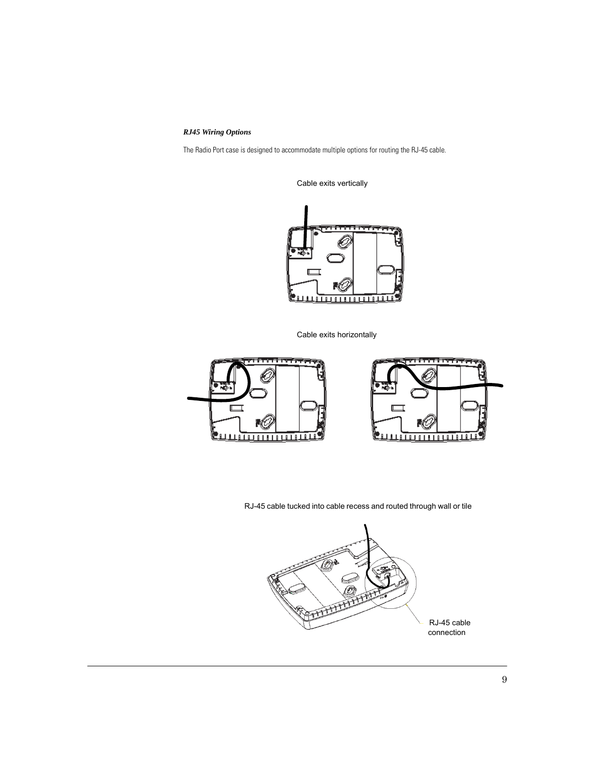***RJ45 Wiring Options***

The Radio Port case is designed to accommodate multiple options for routing the RJ-45 cable.

Cable exits vertically

Cable exits horizontally

RJ-45 cable tucked into cable recess and routed through wall or tile

RJ-45 cable connection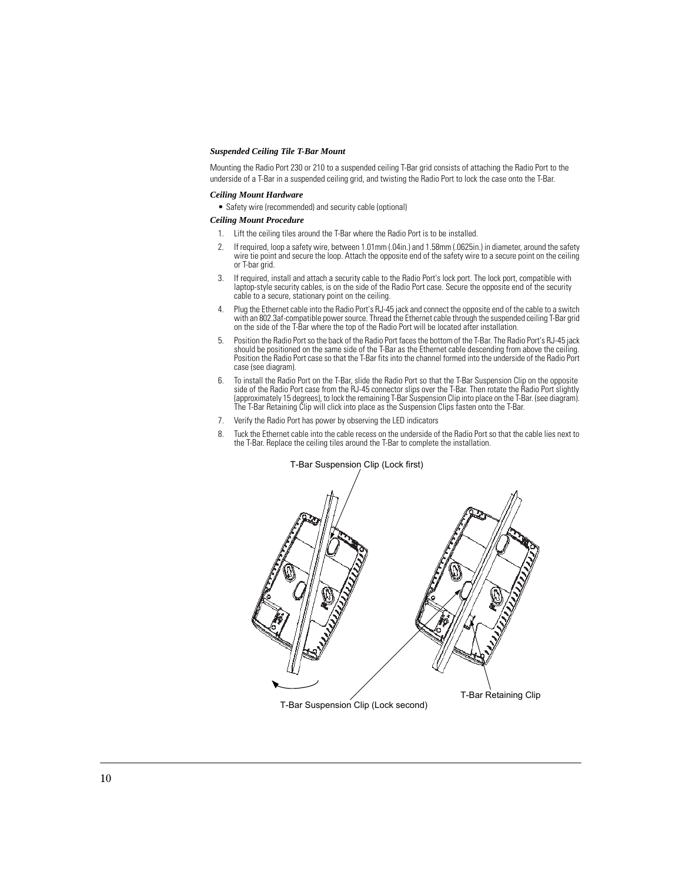### *Suspended Ceiling Tile T-Bar Mount*

Mounting the Radio Port 230 or 210 to a suspended ceiling T-Bar grid consists of attaching the Radio Port to the underside of a T-Bar in a suspended ceiling grid, and twisting the Radio Port to lock the case onto the T-Bar.

#### *Ceiling Mount Hardware*

- Safety wire (recommended) and security cable (optional)

#### *Ceiling Mount Procedure*

1. Lift the ceiling tiles around the T-Bar where the Radio Port is to be installed.
2. If required, loop a safety wire, between 1.01mm (.04in.) and 1.58mm (.0625in.) in diameter, around the safety wire tie point and secure the loop. Attach the opposite end of the safety wire to a secure point on the ceiling or T-bar grid.
3. If required, install and attach a security cable to the Radio Port's lock port. The lock port, compatible with laptop-style security cables, is on the side of the Radio Port case. Secure the opposite end of the security cable to a secure, stationary point on the ceiling.
4. Plug the Ethernet cable into the Radio Port's RJ-45 jack and connect the opposite end of the cable to a switch with an 802.3af-compatible power source. Thread the Ethernet cable through the suspended ceiling T-Bar grid on the side of the T-Bar where the top of the Radio Port will be located after installation.
5. Position the Radio Port so the back of the Radio Port faces the bottom of the T-Bar. The Radio Port's RJ-45 jack should be positioned on the same side of the T-Bar as the Ethernet cable descending from above the ceiling. Position the Radio Port case so that the T-Bar fits into the channel formed into the underside of the Radio Port case (see diagram).
6. To install the Radio Port on the T-Bar, slide the Radio Port so that the T-Bar Suspension Clip on the opposite side of the Radio Port case from the RJ-45 connector slips over the T-Bar. Then rotate the Radio Port slightly (approximately 15 degrees), to lock the remaining T-Bar Suspension Clip into place on the T-Bar. (see diagram). The T-Bar Retaining Clip will click into place as the Suspension Clips fasten onto the T-Bar.
7. Verify the Radio Port has power by observing the LED indicators
8. Tuck the Ethernet cable into the cable recess on the underside of the Radio Port so that the cable lies next to the T-Bar. Replace the ceiling tiles around the T-Bar to complete the installation.

T-Bar Suspension Clip (Lock first)

T-Bar Suspension Clip (Lock second)

T-Bar Retaining Clip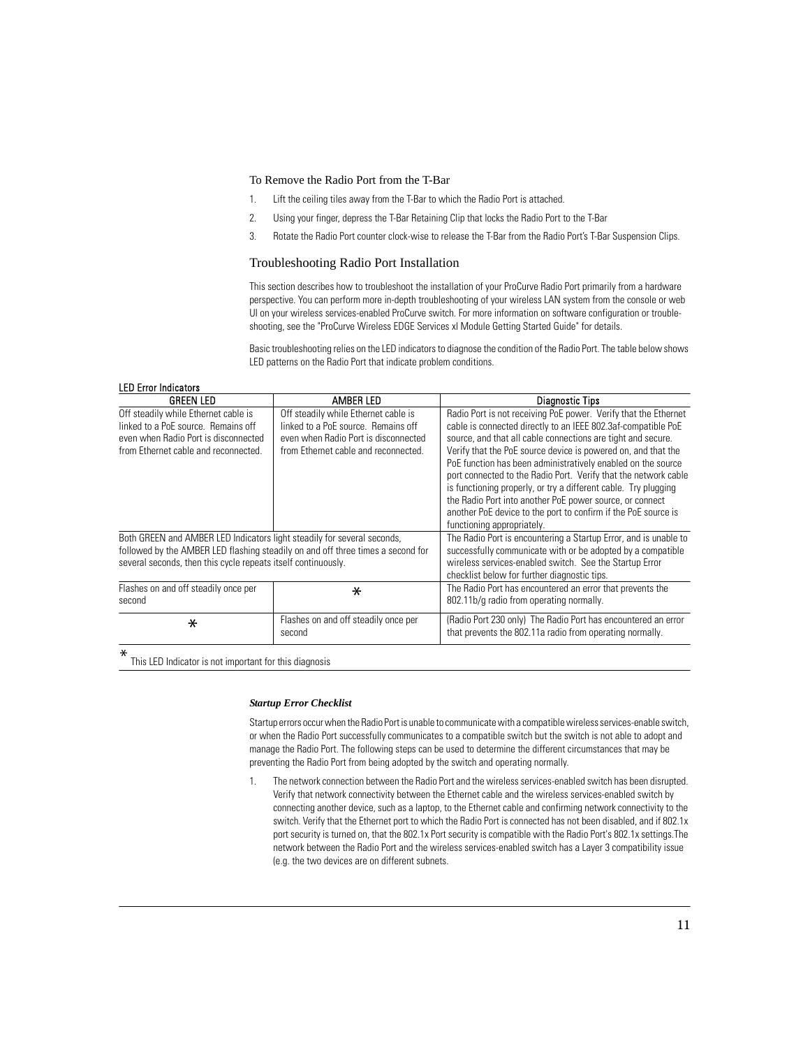### To Remove the Radio Port from the T-Bar

1. Lift the ceiling tiles away from the T-Bar to which the Radio Port is attached.
2. Using your finger, depress the T-Bar Retaining Clip that locks the Radio Port to the T-Bar
3. Rotate the Radio Port counter clock-wise to release the T-Bar from the Radio Port's T-Bar Suspension Clips.

## Troubleshooting Radio Port Installation

This section describes how to troubleshoot the installation of your ProCurve Radio Port primarily from a hardware perspective. You can perform more in-depth troubleshooting of your wireless LAN system from the console or web UI on your wireless services-enabled ProCurve switch. For more information on software configuration or trouble-shooting, see the "ProCurve Wireless EDGE Services xl Module Getting Started Guide" for details.

Basic troubleshooting relies on the LED indicators to diagnose the condition of the Radio Port. The table below shows LED patterns on the Radio Port that indicate problem conditions.

LED Error Indicators

| GREEN LED | AMBER LED | Diagnostic Tips |
|---|---|---|
| Off steadily while Ethernet cable is linked to a PoE source. Remains off even when Radio Port is disconnected from Ethernet cable and reconnected. | Off steadily while Ethernet cable is linked to a PoE source. Remains off even when Radio Port is disconnected from Ethernet cable and reconnected. | Radio Port is not receiving PoE power. Verify that the Ethernet cable is connected directly to an IEEE 802.3af-compatible PoE source, and that all cable connections are tight and secure. Verify that the PoE source device is powered on, and that the PoE function has been administratively enabled on the source port connected to the Radio Port. Verify that the network cable is functioning properly, or try a different cable. Try plugging the Radio Port into another PoE power source, or connect another PoE device to the port to confirm if the PoE source is functioning appropriately. |
| Both GREEN and AMBER LED Indicators light steadily for several seconds, followed by the AMBER LED flashing steadily on and off three times a second for several seconds, then this cycle repeats itself continuously. | | The Radio Port is encountering a Startup Error, and is unable to successfully communicate with or be adopted by a compatible wireless services-enabled switch. See the Startup Error checklist below for further diagnostic tips. |
| Flashes on and off steadily once per second | * | The Radio Port has encountered an error that prevents the 802.11b/g radio from operating normally. |
| * | Flashes on and off steadily once per second | (Radio Port 230 only) The Radio Port has encountered an error that prevents the 802.11a radio from operating normally. |

\* This LED Indicator is not important for this diagnosis

***Startup Error Checklist***

Startup errors occur when the Radio Port is unable to communicate with a compatible wireless services-enable switch, or when the Radio Port successfully communicates to a compatible switch but the switch is not able to adopt and manage the Radio Port. The following steps can be used to determine the different circumstances that may be preventing the Radio Port from being adopted by the switch and operating normally.

1. The network connection between the Radio Port and the wireless services-enabled switch has been disrupted. Verify that network connectivity between the Ethernet cable and the wireless services-enabled switch by connecting another device, such as a laptop, to the Ethernet cable and confirming network connectivity to the switch. Verify that the Ethernet port to which the Radio Port is connected has not been disabled, and if 802.1x port security is turned on, that the 802.1x Port security is compatible with the Radio Port's 802.1x settings.The network between the Radio Port and the wireless services-enabled switch has a Layer 3 compatibility issue (e.g. the two devices are on different subnets.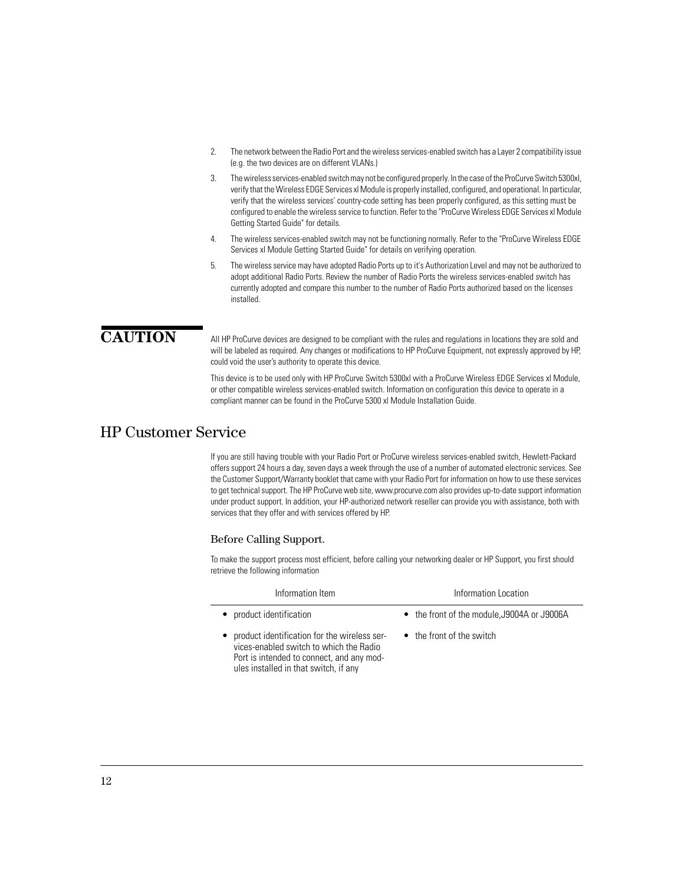2. The network between the Radio Port and the wireless services-enabled switch has a Layer 2 compatibility issue (e.g. the two devices are on different VLANs.)

3. The wireless services-enabled switch may not be configured properly. In the case of the ProCurve Switch 5300xl, verify that the Wireless EDGE Services xl Module is properly installed, configured, and operational. In particular, verify that the wireless services' country-code setting has been properly configured, as this setting must be configured to enable the wireless service to function. Refer to the "ProCurve Wireless EDGE Services xl Module Getting Started Guide" for details.

4. The wireless services-enabled switch may not be functioning normally. Refer to the "ProCurve Wireless EDGE Services xl Module Getting Started Guide" for details on verifying operation.

5. The wireless service may have adopted Radio Ports up to it's Authorization Level and may not be authorized to adopt additional Radio Ports. Review the number of Radio Ports the wireless services-enabled switch has currently adopted and compare this number to the number of Radio Ports authorized based on the licenses installed.

**CAUTION**

All HP ProCurve devices are designed to be compliant with the rules and regulations in locations they are sold and will be labeled as required. Any changes or modifications to HP ProCurve Equipment, not expressly approved by HP, could void the user's authority to operate this device.

This device is to be used only with HP ProCurve Switch 5300xl with a ProCurve Wireless EDGE Services xl Module, or other compatible wireless services-enabled switch. Information on configuration this device to operate in a compliant manner can be found in the ProCurve 5300 xl Module Installation Guide.

## HP Customer Service

If you are still having trouble with your Radio Port or ProCurve wireless services-enabled switch, Hewlett-Packard offers support 24 hours a day, seven days a week through the use of a number of automated electronic services. See the Customer Support/Warranty booklet that came with your Radio Port for information on how to use these services to get technical support. The HP ProCurve web site, www.procurve.com also provides up-to-date support information under product support. In addition, your HP-authorized network reseller can provide you with assistance, both with services that they offer and with services offered by HP.

### Before Calling Support.

To make the support process most efficient, before calling your networking dealer or HP Support, you first should retrieve the following information

| Information Item | Information Location |
|---|---|
| • product identification | • the front of the module,J9004A or J9006A |
| • product identification for the wireless services-enabled switch to which the Radio Port is intended to connect, and any modules installed in that switch, if any | • the front of the switch |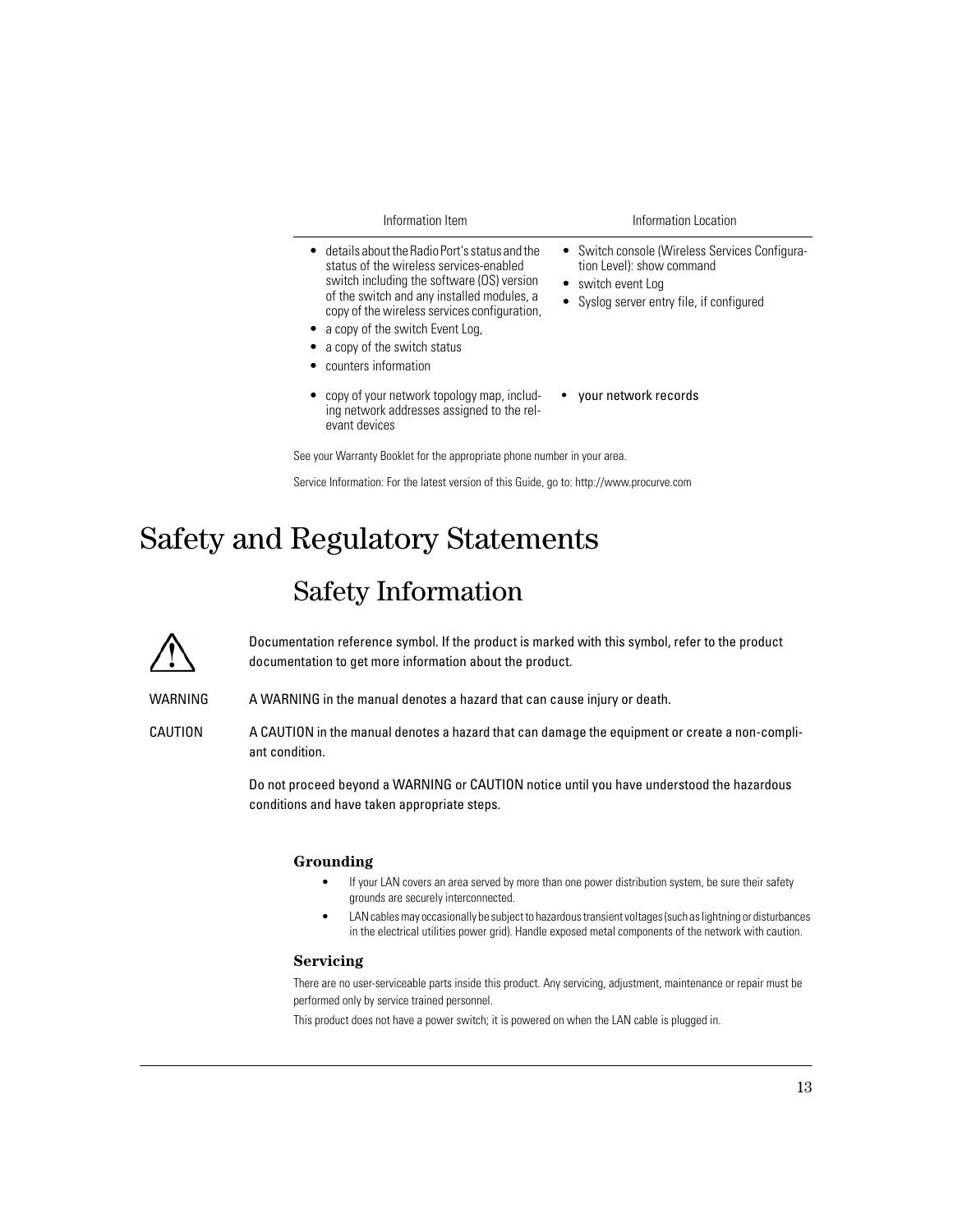| Information Item | Information Location |
|---|---|
| • details about the Radio Port's status and the status of the wireless services-enabled switch including the software (OS) version of the switch and any installed modules, a copy of the wireless services configuration,<br>• a copy of the switch Event Log,<br>• a copy of the switch status<br>• counters information | • Switch console (Wireless Services Configuration Level): show command<br>• switch event Log<br>• Syslog server entry file, if configured |
| • copy of your network topology map, including network addresses assigned to the relevant devices | • your network records |

See your Warranty Booklet for the appropriate phone number in your area.

Service Information: For the latest version of this Guide, go to: http://www.procurve.com

# Safety and Regulatory Statements

## Safety Information

⚠ Documentation reference symbol. If the product is marked with this symbol, refer to the product documentation to get more information about the product.

WARNING A WARNING in the manual denotes a hazard that can cause injury or death.

CAUTION A CAUTION in the manual denotes a hazard that can damage the equipment or create a non-compliant condition.

Do not proceed beyond a WARNING or CAUTION notice until you have understood the hazardous conditions and have taken appropriate steps.

### Grounding

- If your LAN covers an area served by more than one power distribution system, be sure their safety grounds are securely interconnected.
- LAN cables may occasionally be subject to hazardous transient voltages (such as lightning or disturbances in the electrical utilities power grid). Handle exposed metal components of the network with caution.

### Servicing

There are no user-serviceable parts inside this product. Any servicing, adjustment, maintenance or repair must be performed only by service trained personnel.

This product does not have a power switch; it is powered on when the LAN cable is plugged in.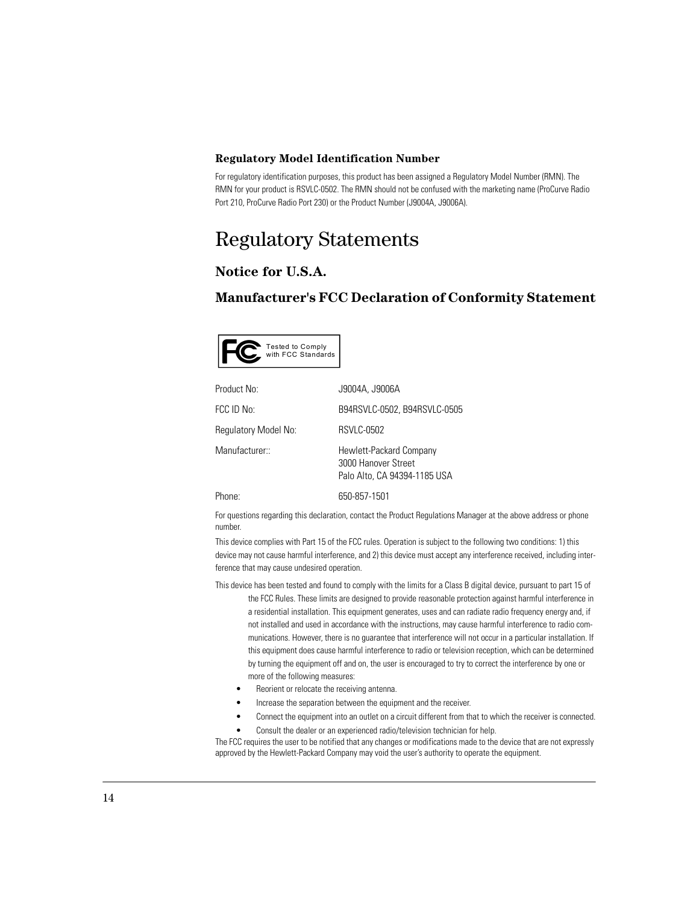### Regulatory Model Identification Number

For regulatory identification purposes, this product has been assigned a Regulatory Model Number (RMN). The RMN for your product is RSVLC-0502. The RMN should not be confused with the marketing name (ProCurve Radio Port 210, ProCurve Radio Port 230) or the Product Number (J9004A, J9006A).

# Regulatory Statements

## Notice for U.S.A.

## Manufacturer's FCC Declaration of Conformity Statement

Tested to Comply with FCC Standards

| | |
|---|---|
| Product No: | J9004A, J9006A |
| FCC ID No: | B94RSVLC-0502, B94RSVLC-0505 |
| Regulatory Model No: | RSVLC-0502 |
| Manufacturer:: | Hewlett-Packard Company<br>3000 Hanover Street<br>Palo Alto, CA 94394-1185 USA |
| Phone: | 650-857-1501 |

For questions regarding this declaration, contact the Product Regulations Manager at the above address or phone number.

This device complies with Part 15 of the FCC rules. Operation is subject to the following two conditions: 1) this device may not cause harmful interference, and 2) this device must accept any interference received, including interference that may cause undesired operation.

This device has been tested and found to comply with the limits for a Class B digital device, pursuant to part 15 of the FCC Rules. These limits are designed to provide reasonable protection against harmful interference in a residential installation. This equipment generates, uses and can radiate radio frequency energy and, if not installed and used in accordance with the instructions, may cause harmful interference to radio communications. However, there is no guarantee that interference will not occur in a particular installation. If this equipment does cause harmful interference to radio or television reception, which can be determined by turning the equipment off and on, the user is encouraged to try to correct the interference by one or more of the following measures:

- Reorient or relocate the receiving antenna.
- Increase the separation between the equipment and the receiver.
- Connect the equipment into an outlet on a circuit different from that to which the receiver is connected.
- Consult the dealer or an experienced radio/television technician for help.

The FCC requires the user to be notified that any changes or modifications made to the device that are not expressly approved by the Hewlett-Packard Company may void the user's authority to operate the equipment.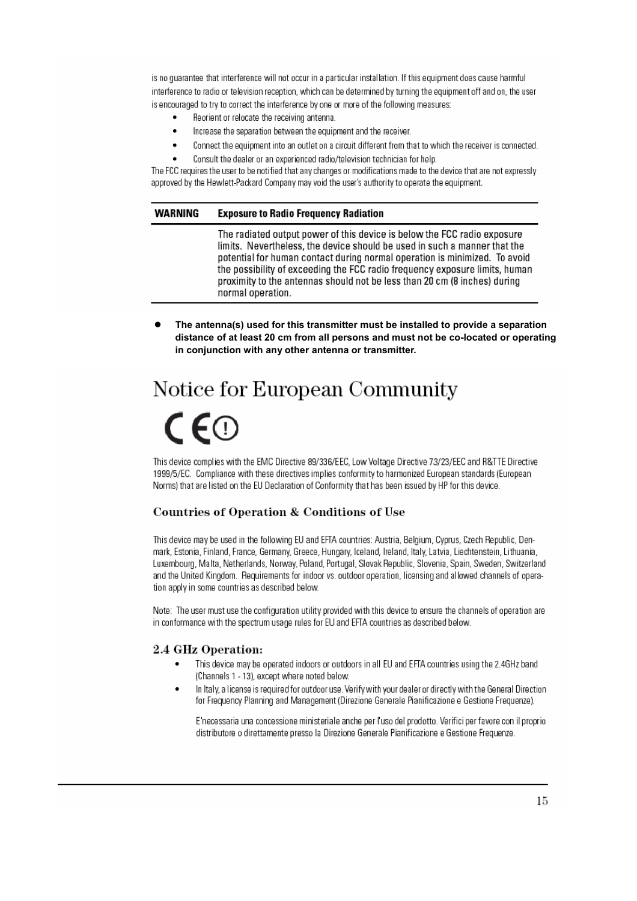is no guarantee that interference will not occur in a particular installation. If this equipment does cause harmful interference to radio or television reception, which can be determined by turning the equipment off and on, the user is encouraged to try to correct the interference by one or more of the following measures:

- Reorient or relocate the receiving antenna.
- Increase the separation between the equipment and the receiver.
- Connect the equipment into an outlet on a circuit different from that to which the receiver is connected.
- Consult the dealer or an experienced radio/television technician for help.

The FCC requires the user to be notified that any changes or modifications made to the device that are not expressly approved by the Hewlett-Packard Company may void the user's authority to operate the equipment.

| **WARNING** | **Exposure to Radio Frequency Radiation** |
|---|---|
| | The radiated output power of this device is below the FCC radio exposure limits. Nevertheless, the device should be used in such a manner that the potential for human contact during normal operation is minimized. To avoid the possibility of exceeding the FCC radio frequency exposure limits, human proximity to the antennas should not be less than 20 cm (8 inches) during normal operation. |

- **The antenna(s) used for this transmitter must be installed to provide a separation distance of at least 20 cm from all persons and must not be co-located or operating in conjunction with any other antenna or transmitter.**

# Notice for European Community

CE ⓘ

This device complies with the EMC Directive 89/336/EEC, Low Voltage Directive 73/23/EEC and R&TTE Directive 1999/5/EC. Compliance with these directives implies conformity to harmonized European standards (European Norms) that are listed on the EU Declaration of Conformity that has been issued by HP for this device.

## Countries of Operation & Conditions of Use

This device may be used in the following EU and EFTA countries: Austria, Belgium, Cyprus, Czech Republic, Denmark, Estonia, Finland, France, Germany, Greece, Hungary, Iceland, Ireland, Italy, Latvia, Liechtenstein, Lithuania, Luxembourg, Malta, Netherlands, Norway, Poland, Portugal, Slovak Republic, Slovenia, Spain, Sweden, Switzerland and the United Kingdom. Requirements for indoor vs. outdoor operation, licensing and allowed channels of operation apply in some countries as described below.

Note: The user must use the configuration utility provided with this device to ensure the channels of operation are in conformance with the spectrum usage rules for EU and EFTA countries as described below.

## 2.4 GHz Operation:

- This device may be operated indoors or outdoors in all EU and EFTA countries using the 2.4GHz band (Channels 1 - 13), except where noted below.
- In Italy, a license is required for outdoor use. Verify with your dealer or directly with the General Direction for Frequency Planning and Management (Direzione Generale Pianificazione e Gestione Frequenze).

  E'necessaria una concessione ministeriale anche per l'uso del prodotto. Verifici per favore con il proprio distributore o direttamente presso la Direzione Generale Pianificazione e Gestione Frequenze.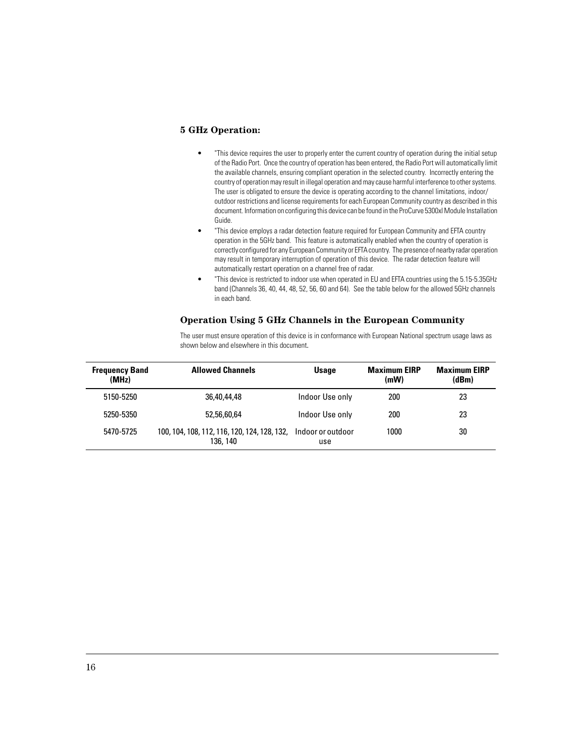### 5 GHz Operation:

- "This device requires the user to properly enter the current country of operation during the initial setup of the Radio Port. Once the country of operation has been entered, the Radio Port will automatically limit the available channels, ensuring compliant operation in the selected country. Incorrectly entering the country of operation may result in illegal operation and may cause harmful interference to other systems. The user is obligated to ensure the device is operating according to the channel limitations, indoor/outdoor restrictions and license requirements for each European Community country as described in this document. Information on configuring this device can be found in the ProCurve 5300xl Module Installation Guide.
- "This device employs a radar detection feature required for European Community and EFTA country operation in the 5GHz band. This feature is automatically enabled when the country of operation is correctly configured for any European Community or EFTA country. The presence of nearby radar operation may result in temporary interruption of operation of this device. The radar detection feature will automatically restart operation on a channel free of radar.
- "This device is restricted to indoor use when operated in EU and EFTA countries using the 5.15-5.35GHz band (Channels 36, 40, 44, 48, 52, 56, 60 and 64). See the table below for the allowed 5GHz channels in each band.

### Operation Using 5 GHz Channels in the European Community

The user must ensure operation of this device is in conformance with European National spectrum usage laws as shown below and elsewhere in this document.

| Frequency Band (MHz) | Allowed Channels | Usage | Maximum EIRP (mW) | Maximum EIRP (dBm) |
|---|---|---|---|---|
| 5150-5250 | 36,40,44,48 | Indoor Use only | 200 | 23 |
| 5250-5350 | 52,56,60,64 | Indoor Use only | 200 | 23 |
| 5470-5725 | 100, 104, 108, 112, 116, 120, 124, 128, 132, 136, 140 | Indoor or outdoor use | 1000 | 30 |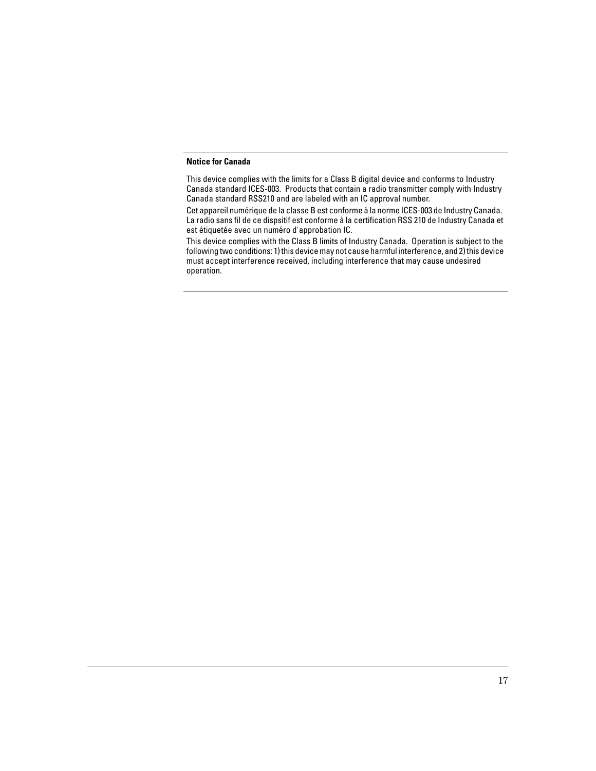**Notice for Canada**

This device complies with the limits for a Class B digital device and conforms to Industry Canada standard ICES-003. Products that contain a radio transmitter comply with Industry Canada standard RSS210 and are labeled with an IC approval number.

Cet appareil numérique de la classe B est conforme à la norme ICES-003 de Industry Canada. La radio sans fil de ce dispsitif est conforme à la certification RSS 210 de Industry Canada et est étiquetée avec un numéro d'approbation IC.

This device complies with the Class B limits of Industry Canada. Operation is subject to the following two conditions: 1) this device may not cause harmful interference, and 2) this device must accept interference received, including interference that may cause undesired operation.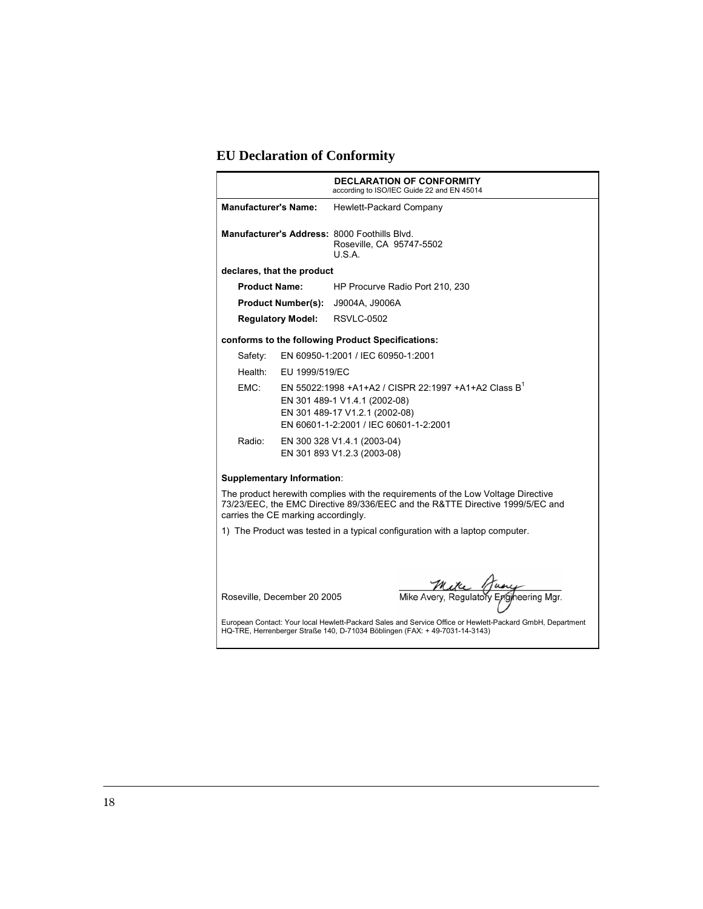# EU Declaration of Conformity

**DECLARATION OF CONFORMITY**
according to ISO/IEC Guide 22 and EN 45014

**Manufacturer's Name:** Hewlett-Packard Company

**Manufacturer's Address:** 8000 Foothills Blvd.
Roseville, CA 95747-5502
U.S.A.

**declares, that the product**

| | |
|---|---|
| **Product Name:** | HP Procurve Radio Port 210, 230 |
| **Product Number(s):** | J9004A, J9006A |
| **Regulatory Model:** | RSVLC-0502 |

**conforms to the following Product Specifications:**

| | |
|---|---|
| Safety: | EN 60950-1:2001 / IEC 60950-1:2001 |
| Health: | EU 1999/519/EC |
| EMC: | EN 55022:1998 +A1+A2 / CISPR 22:1997 +A1+A2 Class B[1]<br>EN 301 489-1 V1.4.1 (2002-08)<br>EN 301 489-17 V1.2.1 (2002-08)<br>EN 60601-1-2:2001 / IEC 60601-1-2:2001 |
| Radio: | EN 300 328 V1.4.1 (2003-04)<br>EN 301 893 V1.2.3 (2003-08) |

**Supplementary Information**:

The product herewith complies with the requirements of the Low Voltage Directive 73/23/EEC, the EMC Directive 89/336/EEC and the R&TTE Directive 1999/5/EC and carries the CE marking accordingly.

1) The Product was tested in a typical configuration with a laptop computer.

Roseville, December 20 2005

Mike Avery, Regulatory Engineering Mgr.

European Contact: Your local Hewlett-Packard Sales and Service Office or Hewlett-Packard GmbH, Department HQ-TRE, Herrenberger Straße 140, D-71034 Böblingen (FAX: + 49-7031-14-3143)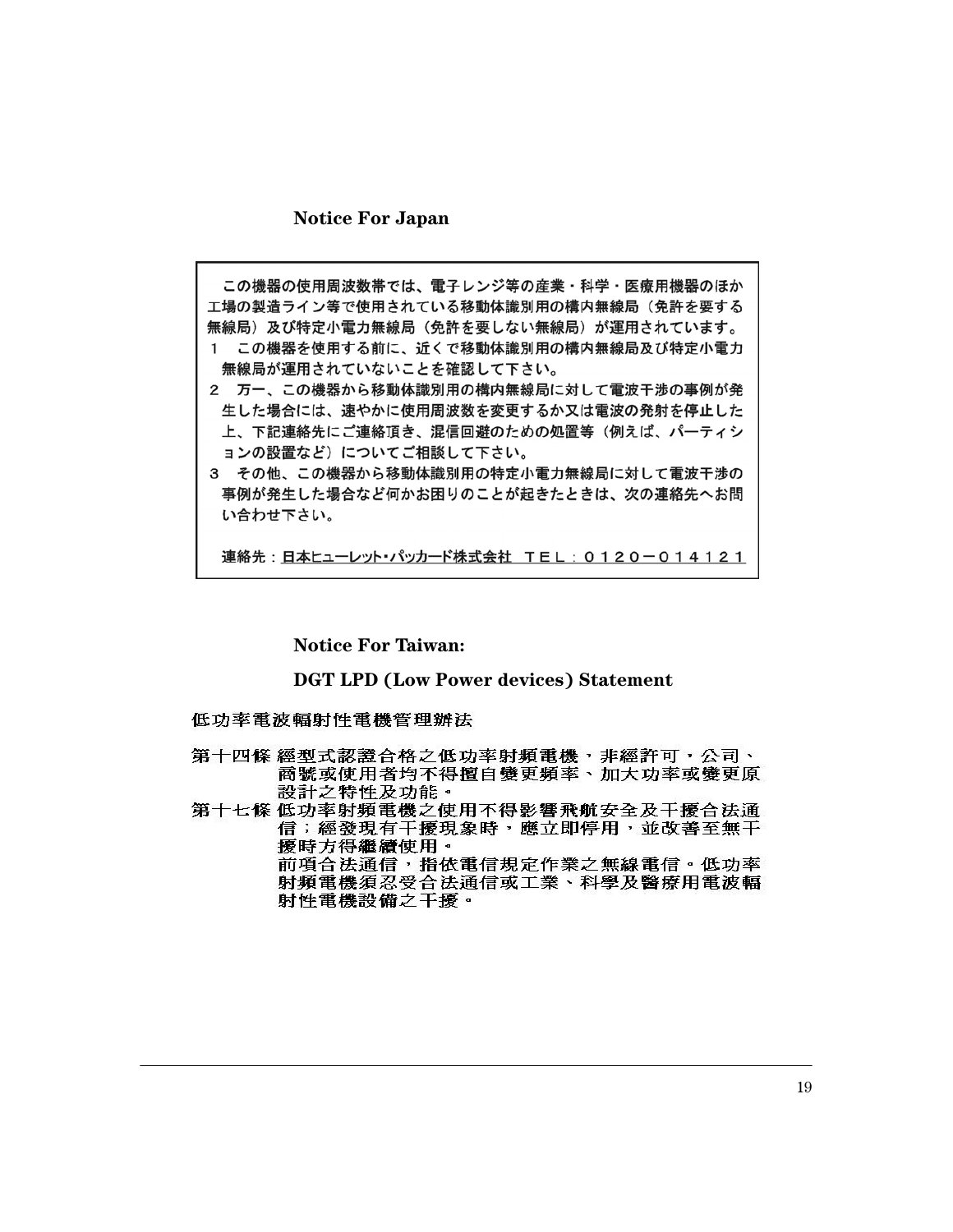## Notice For Japan

この機器の使用周波数帯では、電子レンジ等の産業・科学・医療用機器のほか工場の製造ライン等で使用されている移動体識別用の構内無線局（免許を要する無線局）及び特定小電力無線局（免許を要しない無線局）が運用されています。

1　この機器を使用する前に、近くで移動体識別用の構内無線局及び特定小電力無線局が運用されていないことを確認して下さい。

2　万一、この機器から移動体識別用の構内無線局に対して電波干渉の事例が発生した場合には、速やかに使用周波数を変更するか又は電波の発射を停止した上、下記連絡先にご連絡頂き、混信回避のための処置等（例えば、パーティションの設置など）についてご相談して下さい。

3　その他、この機器から移動体識別用の特定小電力無線局に対して電波干渉の事例が発生した場合など何かお困りのことが起きたときは、次の連絡先へお問い合わせ下さい。

連絡先：日本ヒューレット・パッカード株式会社　ＴＥＬ：０１２０－０１４１２１

## Notice For Taiwan:

## DGT LPD (Low Power devices) Statement

低功率電波輻射性電機管理辦法

第十四條 經型式認證合格之低功率射頻電機，非經許可，公司、商號或使用者均不得擅自變更頻率、加大功率或變更原設計之特性及功能。

第十七條 低功率射頻電機之使用不得影響飛航安全及干擾合法通信；經發現有干擾現象時，應立即停用，並改善至無干擾時方得繼續使用。
前項合法通信，指依電信規定作業之無線電信。低功率射頻電機須忍受合法通信或工業、科學及醫療用電波輻射性電機設備之干擾。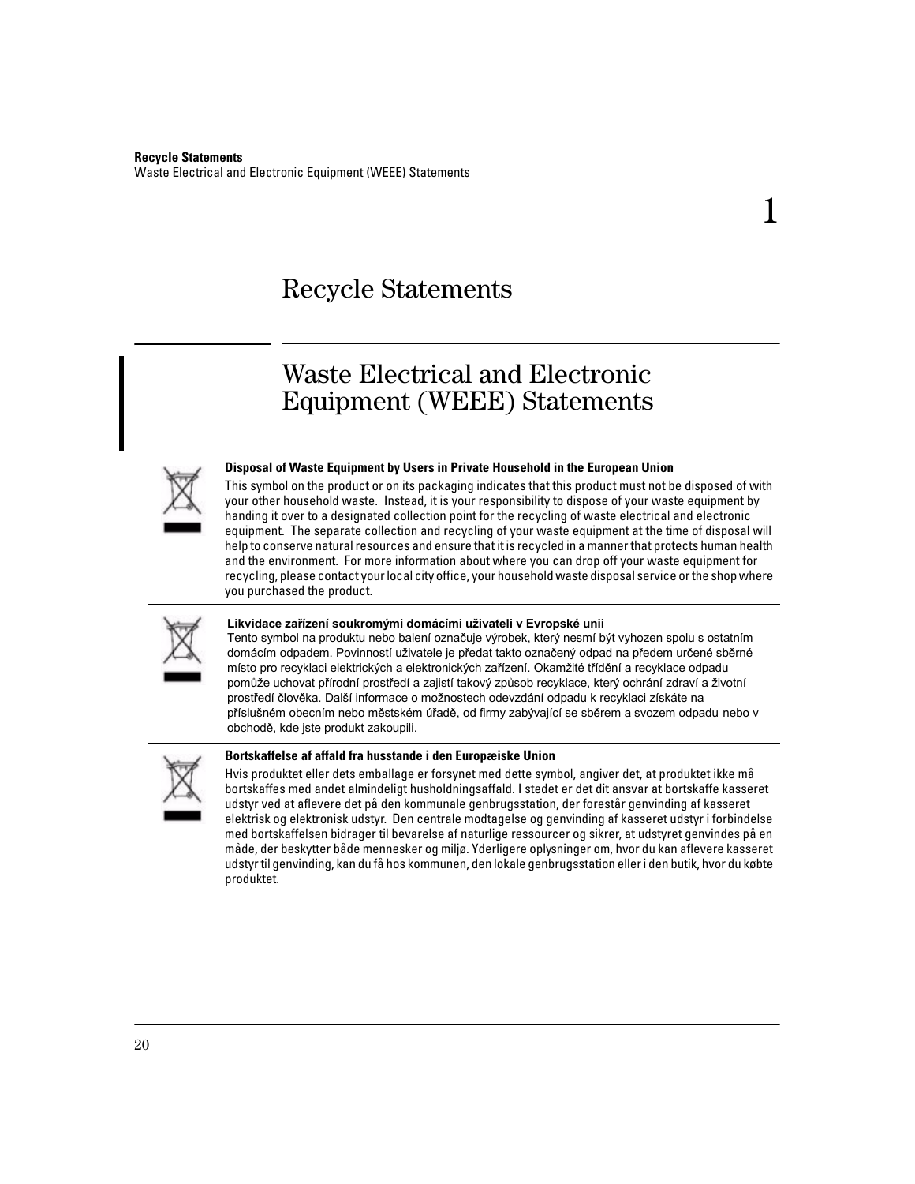# 1 Recycle Statements

## Waste Electrical and Electronic Equipment (WEEE) Statements

**Disposal of Waste Equipment by Users in Private Household in the European Union**

This symbol on the product or on its packaging indicates that this product must not be disposed of with your other household waste. Instead, it is your responsibility to dispose of your waste equipment by handing it over to a designated collection point for the recycling of waste electrical and electronic equipment. The separate collection and recycling of your waste equipment at the time of disposal will help to conserve natural resources and ensure that it is recycled in a manner that protects human health and the environment. For more information about where you can drop off your waste equipment for recycling, please contact your local city office, your household waste disposal service or the shop where you purchased the product.

**Likvidace zařízení soukromými domácími uživateli v Evropské unii**

Tento symbol na produktu nebo balení označuje výrobek, který nesmí být vyhozen spolu s ostatním domácím odpadem. Povinností uživatele je předat takto označený odpad na předem určené sběrné místo pro recyklaci elektrických a elektronických zařízení. Okamžité třídění a recyklace odpadu pomůže uchovat přírodní prostředí a zajistí takový způsob recyklace, který ochrání zdraví a životní prostředí člověka. Další informace o možnostech odevzdání odpadu k recyklaci získáte na příslušném obecním nebo městském úřadě, od firmy zabývající se sběrem a svozem odpadu nebo v obchodě, kde jste produkt zakoupili.

**Bortskaffelse af affald fra husstande i den Europæiske Union**

Hvis produktet eller dets emballage er forsynet med dette symbol, angiver det, at produktet ikke må bortskaffes med andet almindeligt husholdningsaffald. I stedet er det dit ansvar at bortskaffe kasseret udstyr ved at aflevere det på den kommunale genbrugsstation, der forestår genvinding af kasseret elektrisk og elektronisk udstyr. Den centrale modtagelse og genvinding af kasseret udstyr i forbindelse med bortskaffelsen bidrager til bevarelse af naturlige ressourcer og sikrer, at udstyret genvindes på en måde, der beskytter både mennesker og miljø. Yderligere oplysninger om, hvor du kan aflevere kasseret udstyr til genvinding, kan du få hos kommunen, den lokale genbrugsstation eller i den butik, hvor du købte produktet.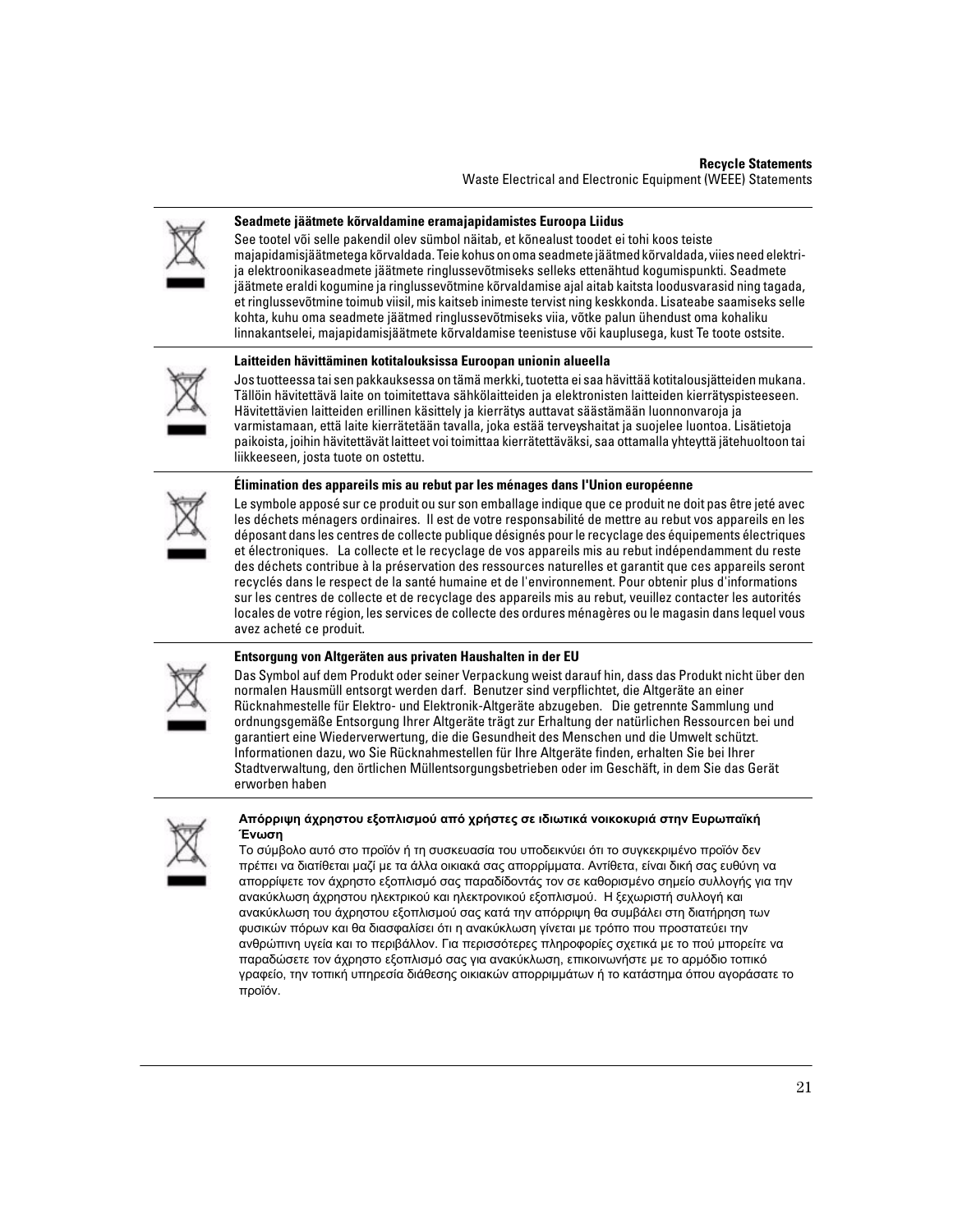**Seadmete jäätmete kõrvaldamine eramajapidamistes Euroopa Liidus**

See tootel või selle pakendil olev sümbol näitab, et kõnealust toodet ei tohi koos teiste majapidamisjäätmetega kõrvaldada. Teie kohus on oma seadmete jäätmed kõrvaldada, viies need elektri- ja elektroonikaseadmete jäätmete ringlussevõtmiseks selleks ettenähtud kogumispunkti. Seadmete jäätmete eraldi kogumine ja ringlussevõtmine kõrvaldamise ajal aitab kaitsta loodusvarasid ning tagada, et ringlussevõtmine toimub viisil, mis kaitseb inimeste tervist ning keskkonda. Lisateabe saamiseks selle kohta, kuhu oma seadmete jäätmed ringlussevõtmiseks viia, võtke palun ühendust oma kohaliku linnakantselei, majapidamisjäätmete kõrvaldamise teenistuse või kauplusega, kust Te toote ostsite.

**Laitteiden hävittäminen kotitalouksissa Euroopan unionin alueella**

Jos tuotteessa tai sen pakkauksessa on tämä merkki, tuotetta ei saa hävittää kotitalousjätteiden mukana. Tällöin hävitettävä laite on toimitettava sähkölaitteiden ja elektronisten laitteiden kierrätyspisteeseen. Hävitettävien laitteiden erillinen käsittely ja kierrätys auttavat säästämään luonnonvaroja ja varmistamaan, että laite kierrätetään tavalla, joka estää terveyshaitat ja suojelee luontoa. Lisätietoja paikoista, joihin hävitettävät laitteet voi toimittaa kierrätettäväksi, saa ottamalla yhteyttä jätehuoltoon tai liikkeeseen, josta tuote on ostettu.

**Élimination des appareils mis au rebut par les ménages dans l'Union européenne**

Le symbole apposé sur ce produit ou sur son emballage indique que ce produit ne doit pas être jeté avec les déchets ménagers ordinaires. Il est de votre responsabilité de mettre au rebut vos appareils en les déposant dans les centres de collecte publique désignés pour le recyclage des équipements électriques et électroniques. La collecte et le recyclage de vos appareils mis au rebut indépendamment du reste des déchets contribue à la préservation des ressources naturelles et garantit que ces appareils seront recyclés dans le respect de la santé humaine et de l'environnement. Pour obtenir plus d'informations sur les centres de collecte et de recyclage des appareils mis au rebut, veuillez contacter les autorités locales de votre région, les services de collecte des ordures ménagères ou le magasin dans lequel vous avez acheté ce produit.

**Entsorgung von Altgeräten aus privaten Haushalten in der EU**

Das Symbol auf dem Produkt oder seiner Verpackung weist darauf hin, dass das Produkt nicht über den normalen Hausmüll entsorgt werden darf. Benutzer sind verpflichtet, die Altgeräte an einer Rücknahmestelle für Elektro- und Elektronik-Altgeräte abzugeben. Die getrennte Sammlung und ordnungsgemäße Entsorgung Ihrer Altgeräte trägt zur Erhaltung der natürlichen Ressourcen bei und garantiert eine Wiederverwertung, die die Gesundheit des Menschen und die Umwelt schützt. Informationen dazu, wo Sie Rücknahmestellen für Ihre Altgeräte finden, erhalten Sie bei Ihrer Stadtverwaltung, den örtlichen Müllentsorgungsbetrieben oder im Geschäft, in dem Sie das Gerät erworben haben

**Απόρριψη άχρηστου εξοπλισμού από χρήστες σε ιδιωτικά νοικοκυριά στην Ευρωπαϊκή Ένωση**

Το σύμβολο αυτό στο προϊόν ή τη συσκευασία του υποδεικνύει ότι το συγκεκριμένο προϊόν δεν πρέπει να διατίθεται μαζί με τα άλλα οικιακά σας απορρίμματα. Αντίθετα, είναι δική σας ευθύνη να απορρίψετε τον άχρηστο εξοπλισμό σας παραδίδοντάς τον σε καθορισμένο σημείο συλλογής για την ανακύκλωση άχρηστου ηλεκτρικού και ηλεκτρονικού εξοπλισμού. Η ξεχωριστή συλλογή και ανακύκλωση του άχρηστου εξοπλισμού σας κατά την απόρριψη θα συμβάλει στη διατήρηση των φυσικών πόρων και θα διασφαλίσει ότι η ανακύκλωση γίνεται με τρόπο που προστατεύει την ανθρώπινη υγεία και το περιβάλλον. Για περισσότερες πληροφορίες σχετικά με το πού μπορείτε να παραδώσετε τον άχρηστο εξοπλισμό σας για ανακύκλωση, επικοινωνήστε με το αρμόδιο τοπικό γραφείο, την τοπική υπηρεσία διάθεσης οικιακών απορριμμάτων ή το κατάστημα όπου αγοράσατε το προϊόν.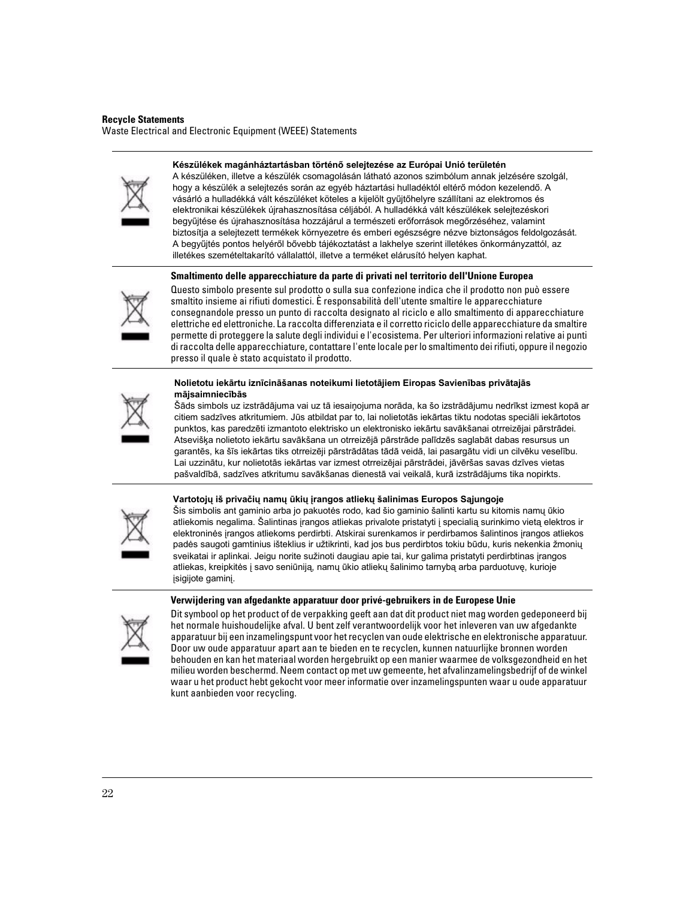**Recycle Statements**

Waste Electrical and Electronic Equipment (WEEE) Statements

**Készülékek magánháztartásban történő selejtezése az Európai Unió területén**

A készüléken, illetve a készülék csomagolásán látható azonos szimbólum annak jelzésére szolgál, hogy a készülék a selejtezés során az egyéb háztartási hulladéktól eltérő módon kezelendő. A vásárló a hulladékká vált készüléket köteles a kijelölt gyűjtőhelyre szállítani az elektromos és elektronikai készülékek újrahasznosítása céljából. A hulladékká vált készülékek selejtezéskori begyűjtése és újrahasznosítása hozzájárul a természeti erőforrások megőrzéséhez, valamint biztosítja a selejtezett termékek környezetre és emberi egészségre nézve biztonságos feldolgozását. A begyűjtés pontos helyéről bővebb tájékoztatást a lakhelye szerint illetékes önkormányzattól, az illetékes szemételtakarító vállalattól, illetve a terméket elárusító helyen kaphat.

**Smaltimento delle apparecchiature da parte di privati nel territorio dell'Unione Europea**

Questo simbolo presente sul prodotto o sulla sua confezione indica che il prodotto non può essere smaltito insieme ai rifiuti domestici. È responsabilità dell'utente smaltire le apparecchiature consegnandole presso un punto di raccolta designato al riciclo e allo smaltimento di apparecchiature elettriche ed elettroniche. La raccolta differenziata e il corretto riciclo delle apparecchiature da smaltire permette di proteggere la salute degli individui e l'ecosistema. Per ulteriori informazioni relative ai punti di raccolta delle apparecchiature, contattare l'ente locale per lo smaltimento dei rifiuti, oppure il negozio presso il quale è stato acquistato il prodotto.

**Nolietotu iekārtu iznīcināšanas noteikumi lietotājiem Eiropas Savienības privātajās mājsaimniecībās**

Šāds simbols uz izstrādājuma vai uz tā iesaiņojuma norāda, ka šo izstrādājumu nedrīkst izmest kopā ar citiem sadzīves atkritumiem. Jūs atbildat par to, lai nolietotās iekārtas tiktu nodotas speciāli iekārtotos punktos, kas paredzēti izmantoto elektrisko un elektronisko iekārtu savākšanai otrreizējai pārstrādei. Atsevišķa nolietoto iekārtu savākšana un otrreizējā pārstrāde palīdzēs saglabāt dabas resursus un garantēs, ka šīs iekārtas tiks otrreizēji pārstrādātas tādā veidā, lai pasargātu vidi un cilvēku veselību. Lai uzzinātu, kur nolietotās iekārtas var izmest otrreizējai pārstrādei, jāvēršas savas dzīves vietas pašvaldībā, sadzīves atkritumu savākšanas dienestā vai veikalā, kurā izstrādājums tika nopirkts.

**Vartotojų iš privačių namų ūkių įrangos atliekų šalinimas Europos Sąjungoje**

Šis simbolis ant gaminio arba jo pakuotės rodo, kad šio gaminio šalinti kartu su kitomis namų ūkio atliekomis negalima. Šalintinas įrangos atliekas privalote pristatyti į specialią surinkimo vietą elektros ir elektroninės įrangos atliekoms perdirbti. Atskirai surenkamos ir perdirbamos šalintinos įrangos atliekos padės saugoti gamtinius išteklius ir užtikrinti, kad jos bus perdirbtos tokiu būdu, kuris nekenkia žmonių sveikatai ir aplinkai. Jeigu norite sužinoti daugiau apie tai, kur galima pristatyti perdirbtinas įrangos atliekas, kreipkitės į savo seniūniją, namų ūkio atliekų šalinimo tarnybą arba parduotuvę, kurioje įsigijote gaminį.

**Verwijdering van afgedankte apparatuur door privé-gebruikers in de Europese Unie**

Dit symbool op het product of de verpakking geeft aan dat dit product niet mag worden gedeponeerd bij het normale huishoudelijke afval. U bent zelf verantwoordelijk voor het inleveren van uw afgedankte apparatuur bij een inzamelingspunt voor het recyclen van oude elektrische en elektronische apparatuur. Door uw oude apparatuur apart aan te bieden en te recyclen, kunnen natuurlijke bronnen worden behouden en kan het materiaal worden hergebruikt op een manier waarmee de volksgezondheid en het milieu worden beschermd. Neem contact op met uw gemeente, het afvalinzamelingsbedrijf of de winkel waar u het product hebt gekocht voor meer informatie over inzamelingspunten waar u oude apparatuur kunt aanbieden voor recycling.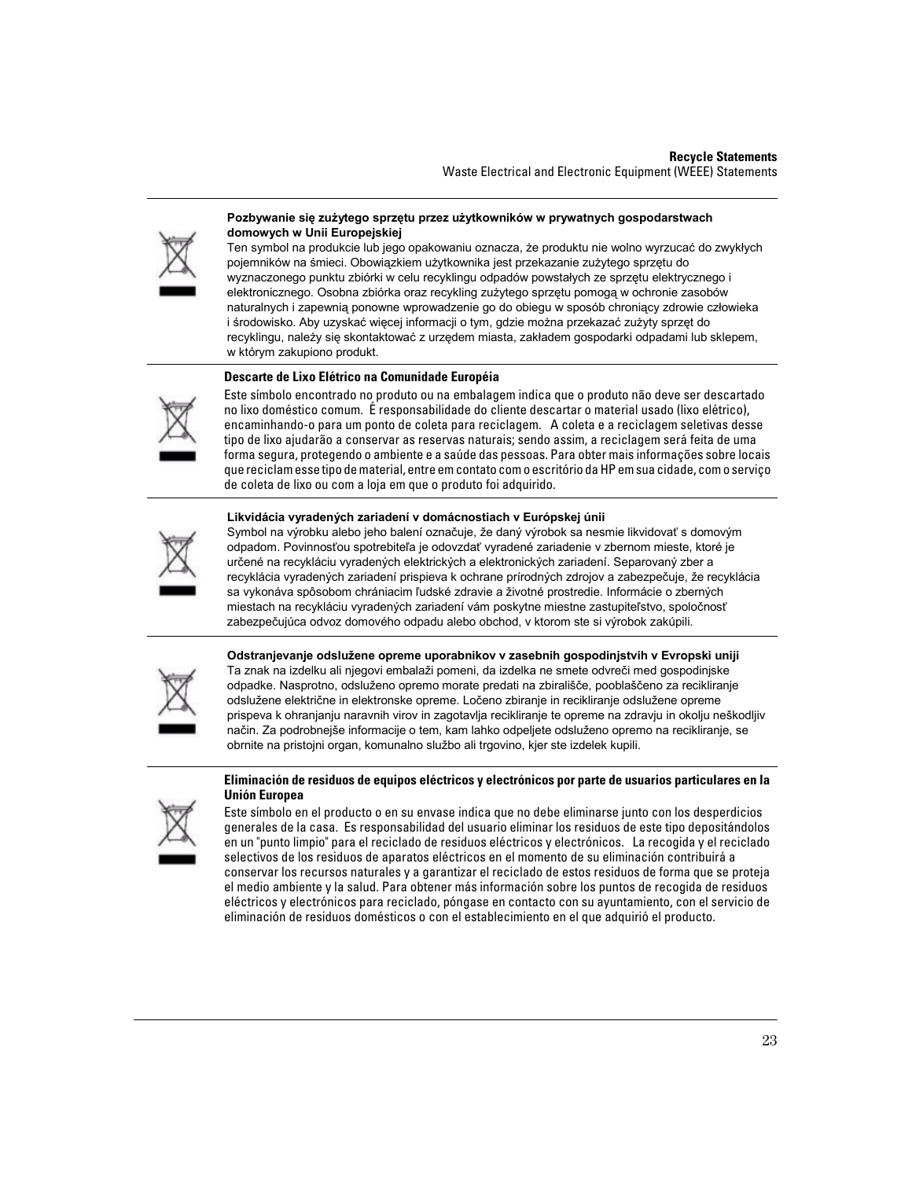### Pozbywanie się zużytego sprzętu przez użytkowników w prywatnych gospodarstwach domowych w Unii Europejskiej

Ten symbol na produkcie lub jego opakowaniu oznacza, że produktu nie wolno wyrzucać do zwykłych pojemników na śmieci. Obowiązkiem użytkownika jest przekazanie zużytego sprzętu do wyznaczonego punktu zbiórki w celu recyklingu odpadów powstałych ze sprzętu elektrycznego i elektronicznego. Osobna zbiórka oraz recykling zużytego sprzętu pomogą w ochronie zasobów naturalnych i zapewnią ponowne wprowadzenie go do obiegu w sposób chroniący zdrowie człowieka i środowisko. Aby uzyskać więcej informacji o tym, gdzie można przekazać zużyty sprzęt do recyklingu, należy się skontaktować z urzędem miasta, zakładem gospodarki odpadami lub sklepem, w którym zakupiono produkt.

### Descarte de Lixo Elétrico na Comunidade Européia

Este símbolo encontrado no produto ou na embalagem indica que o produto não deve ser descartado no lixo doméstico comum. É responsabilidade do cliente descartar o material usado (lixo elétrico), encaminhando-o para um ponto de coleta para reciclagem. A coleta e a reciclagem seletivas desse tipo de lixo ajudarão a conservar as reservas naturais; sendo assim, a reciclagem será feita de uma forma segura, protegendo o ambiente e a saúde das pessoas. Para obter mais informações sobre locais que reciclam esse tipo de material, entre em contato com o escritório da HP em sua cidade, com o serviço de coleta de lixo ou com a loja em que o produto foi adquirido.

### Likvidácia vyradených zariadení v domácnostiach v Európskej únii

Symbol na výrobku alebo jeho balení označuje, že daný výrobok sa nesmie likvidovať s domovým odpadom. Povinnosťou spotrebiteľa je odovzdať vyradené zariadenie v zbernom mieste, ktoré je určené na recykláciu vyradených elektrických a elektronických zariadení. Separovaný zber a recyklácia vyradených zariadení prispieva k ochrane prírodných zdrojov a zabezpečuje, že recyklácia sa vykonáva spôsobom chrániacim ľudské zdravie a životné prostredie. Informácie o zberných miestach na recykláciu vyradených zariadení vám poskytne miestne zastupiteľstvo, spoločnosť zabezpečujúca odvoz domového odpadu alebo obchod, v ktorom ste si výrobok zakúpili.

### Odstranjevanje odslužene opreme uporabnikov v zasebnih gospodinjstvih v Evropski uniji

Ta znak na izdelku ali njegovi embalaži pomeni, da izdelka ne smete odvreči med gospodinjske odpadke. Nasprotno, odsluženo opremo morate predati na zbirališče, pooblaščeno za recikliranje odslužene električne in elektronske opreme. Ločeno zbiranje in recikliranje odslužene opreme prispeva k ohranjanju naravnih virov in zagotavlja recikliranje te opreme na zdravju in okolju neškodljiv način. Za podrobnejše informacije o tem, kam lahko odpeljete odsluženo opremo na recikliranje, se obrnite na pristojni organ, komunalno službo ali trgovino, kjer ste izdelek kupili.

### Eliminación de residuos de equipos eléctricos y electrónicos por parte de usuarios particulares en la Unión Europea

Este símbolo en el producto o en su envase indica que no debe eliminarse junto con los desperdicios generales de la casa. Es responsabilidad del usuario eliminar los residuos de este tipo depositándolos en un "punto limpio" para el reciclado de residuos eléctricos y electrónicos. La recogida y el reciclado selectivos de los residuos de aparatos eléctricos en el momento de su eliminación contribuirá a conservar los recursos naturales y a garantizar el reciclado de estos residuos de forma que se proteja el medio ambiente y la salud. Para obtener más información sobre los puntos de recogida de residuos eléctricos y electrónicos para reciclado, póngase en contacto con su ayuntamiento, con el servicio de eliminación de residuos domésticos o con el establecimiento en el que adquirió el producto.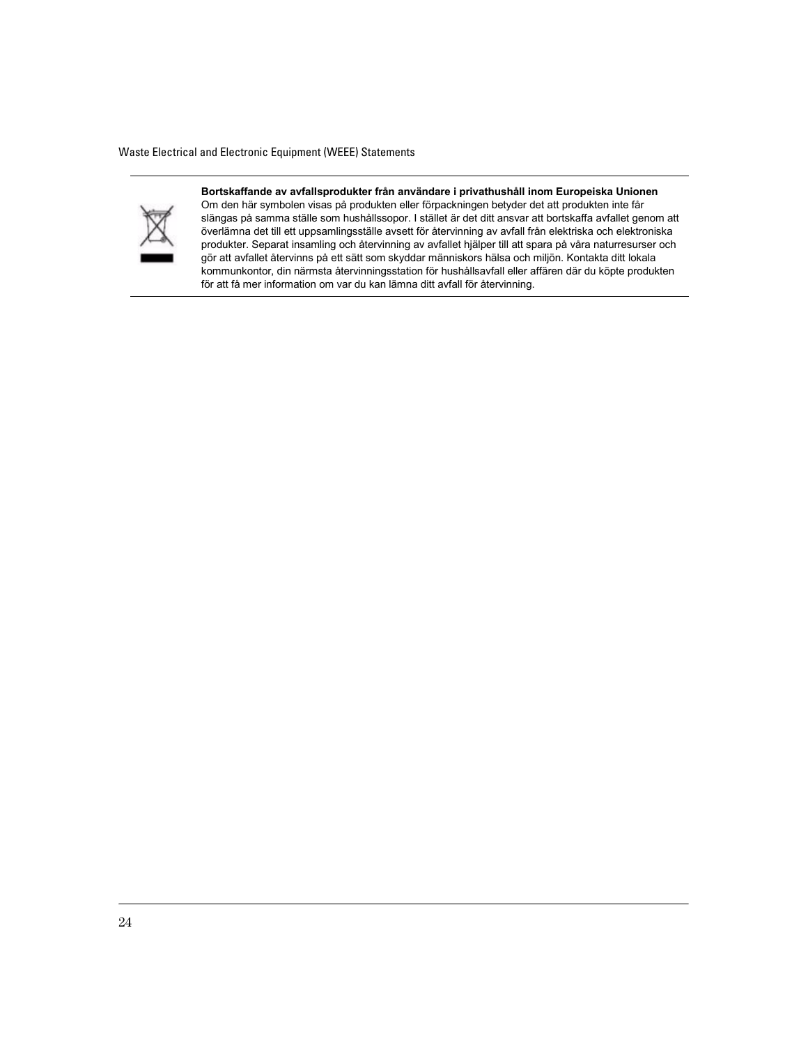**Bortskaffande av avfallsprodukter från användare i privathushåll inom Europeiska Unionen**

Om den här symbolen visas på produkten eller förpackningen betyder det att produkten inte får slängas på samma ställe som hushållssopor. I stället är det ditt ansvar att bortskaffa avfallet genom att överlämna det till ett uppsamlingsställe avsett för återvinning av avfall från elektriska och elektroniska produkter. Separat insamling och återvinning av avfallet hjälper till att spara på våra naturresurser och gör att avfallet återvinns på ett sätt som skyddar människors hälsa och miljön. Kontakta ditt lokala kommunkontor, din närmsta återvinningsstation för hushållsavfall eller affären där du köpte produkten för att få mer information om var du kan lämna ditt avfall för återvinning.